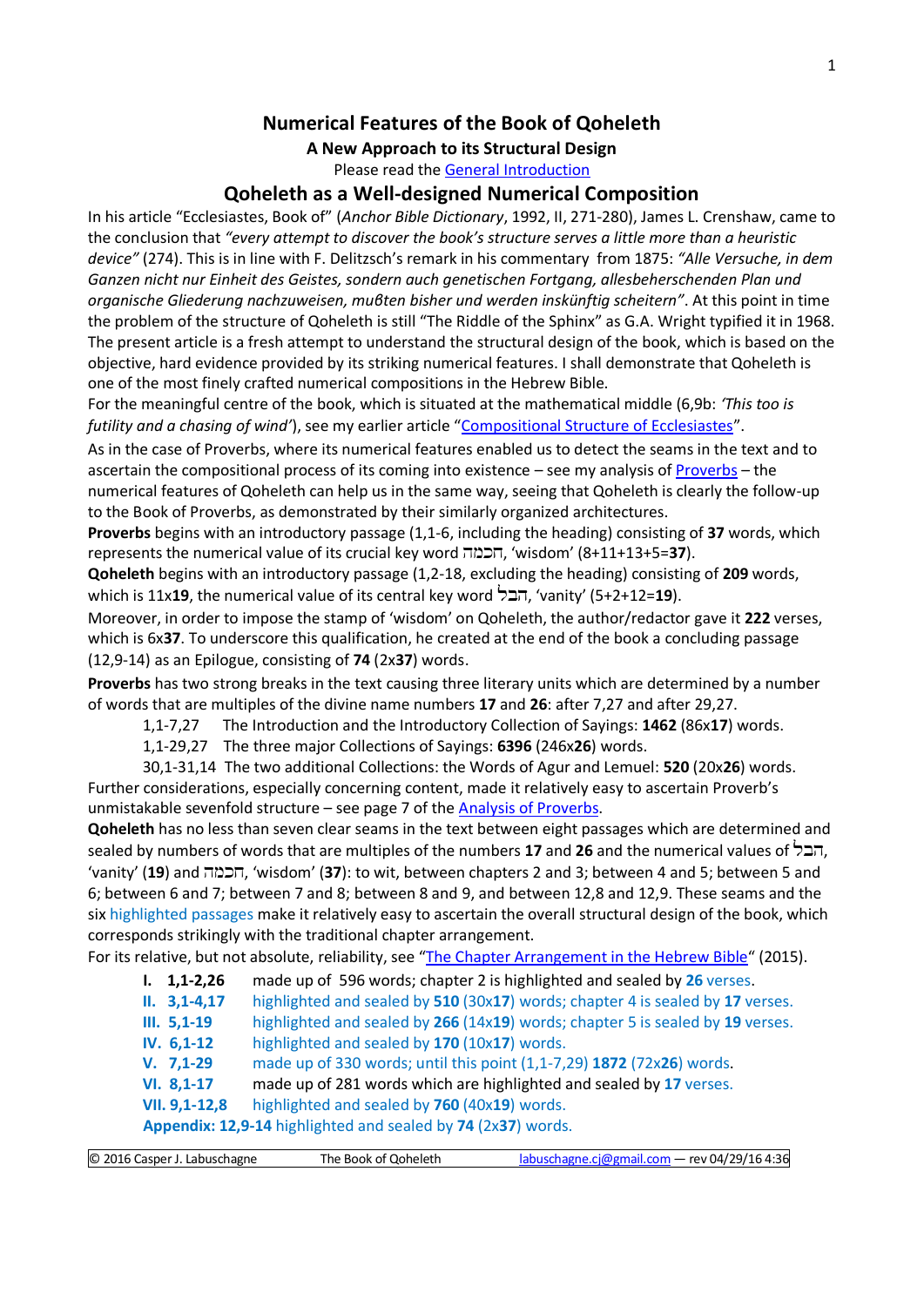# Numerical Features of the Book of Qoheleth

**A New Approach to its Structural Design**

Please read the General Introduction

## Qoheleth as a Well-designed Numerical Composition

In his article "Ecclesiastes, Book of" (*Anchor Bible Dictionary*, 1992, II, 271-280), James L. Crenshaw, came to the conclusion that *"every attempt to discover the book's structure serves a little more than a heuristic device"* (274). This is in line with F. Delitzsch's remark in his commentary from 1875: *"Alle Versuche, in dem Ganzen nicht nur Einheit des Geistes, sondern auch genetischen Fortgang, allesbeherschenden Plan und organische Gliederung nachzuweisen, muβten bisher und werden inskünftig scheitern"*. At this point in time the problem of the structure of Qoheleth is still "The Riddle of the Sphinx" as G.A. Wright typified it in 1968. The present article is a fresh attempt to understand the structural design of the book, which is based on the objective, hard evidence provided by its striking numerical features. I shall demonstrate that Qoheleth is one of the most finely crafted numerical compositions in the Hebrew Bible.

For the meaningful centre of the book, which is situated at the mathematical middle (6,9b: *'This too is futility and a chasing of wind'*), see my earlier article "Compositional Structure of Ecclesiastes".

As in the case of Proverbs, where its numerical features enabled us to detect the seams in the text and to ascertain the compositional process of its coming into existence – see my analysis of Proverbs – the numerical features of Qoheleth can help us in the same way, seeing that Qoheleth is clearly the follow-up to the Book of Proverbs, as demonstrated by their similarly organized architectures.

**Proverbs** begins with an introductory passage (1,1-6, including the heading) consisting of **37** words, which represents the numerical value of its crucial key word חכמה, 'wisdom' (8+11+13+5=**37**).

**Qoheleth** begins with an introductory passage (1,2-18, excluding the heading) consisting of **209** words, which is 11x**19**, the numerical value of its central key word הבל, 'vanity' (5+2+12=**19**).

Moreover, in order to impose the stamp of 'wisdom' on Qoheleth, the author/redactor gave it **222** verses, which is 6x**37**. To underscore this qualification, he created at the end of the book a concluding passage (12,9-14) as an Epilogue, consisting of **74** (2x**37**) words.

**Proverbs** has two strong breaks in the text causing three literary units which are determined by a number of words that are multiples of the divine name numbers **17** and **26**: after 7,27 and after 29,27.

- 1,1-7,27 The Introduction and the Introductory Collection of Sayings: **1462** (86x**17**) words.
- 1,1-29,27 The three major Collections of Sayings: **6396** (246x**26**) words.
- 30,1-31,14 The two additional Collections: the Words of Agur and Lemuel: **520** (20x**26**) words.

Further considerations, especially concerning content, made it relatively easy to ascertain Proverb's unmistakable sevenfold structure – see page 7 of the Analysis of Proverbs.

**Qoheleth** has no less than seven clear seams in the text between eight passages which are determined and sealed by numbers of words that are multiples of the numbers **17** and **26** and the numerical values of הבל, 'vanity' (**19**) and חכמה, 'wisdom' (**37**): to wit, between chapters 2 and 3; between 4 and 5; between 5 and 6; between 6 and 7; between 7 and 8; between 8 and 9, and between 12,8 and 12,9. These seams and the six highlighted passages make it relatively easy to ascertain the overall structural design of the book, which corresponds strikingly with the traditional chapter arrangement.

For its relative, but not absolute, reliability, see "The Chapter Arrangement in the Hebrew Bible" (2015).

- **I. 1,1-2,26** made up of 596 words; chapter 2 is highlighted and sealed by **26** verses.
- **II. 3,1-4,17** highlighted and sealed by **510** (30x**17**) words; chapter 4 is sealed by **17** verses.
- **III. 5,1-19** highlighted and sealed by **266** (14x**19**) words; chapter 5 is sealed by **19** verses.
- **IV. 6,1-12** highlighted and sealed by **170** (10x**17**) words.
- **V. 7,1-29** made up of 330 words; until this point (1,1-7,29) **1872** (72x**26**) words.
- **VI. 8,1-17** made up of 281 words which are highlighted and sealed by **17** verses.
- **VII. 9,1-12,8** highlighted and sealed by **760** (40x**19**) words.
- **Appendix: 12,9-14** highlighted and sealed by **74** (2x**37**) words.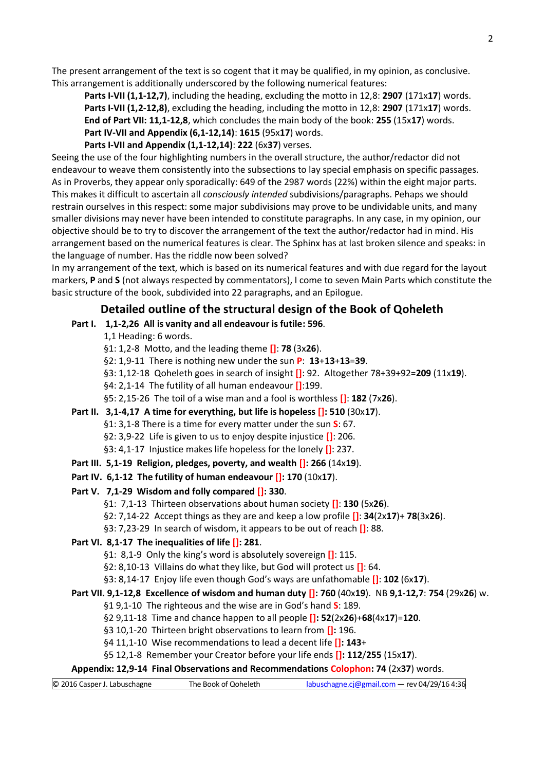The present arrangement of the text is so cogent that it may be qualified, in my opinion, as conclusive. This arrangement is additionally underscored by the following numerical features:

**Parts I-VII (1,1-12,7)**, including the heading, excluding the motto in 12,8: **2907** (171x**17**) words.
**Parts I-VII (1,2-12,8)**, excluding the heading, including the motto in 12,8: **2907** (171x**17**) words.
**End of Part VII: 11,1-12,8**, which concludes the main body of the book: **255** (15x**17**) words.
**Part IV-VII and Appendix (6,1-12,14)**: **1615** (95x**17**) words.
**Parts I-VII and Appendix (1,1-12,14)**: **222** (6x**37**) verses.

Seeing the use of the four highlighting numbers in the overall structure, the author/redactor did not endeavour to weave them consistently into the subsections to lay special emphasis on specific passages. As in Proverbs, they appear only sporadically: 649 of the 2987 words (22%) within the eight major parts. This makes it difficult to ascertain all *consciously intended* subdivisions/paragraphs. Pehaps we should restrain ourselves in this respect: some major subdivisions may prove to be undividable units, and many smaller divisions may never have been intended to constitute paragraphs. In any case, in my opinion, our objective should be to try to discover the arrangement of the text the author/redactor had in mind. His arrangement based on the numerical features is clear. The Sphinx has at last broken silence and speaks: in the language of number. Has the riddle now been solved?

In my arrangement of the text, which is based on its numerical features and with due regard for the layout markers, **P** and **S** (not always respected by commentators), I come to seven Main Parts which constitute the basic structure of the book, subdivided into 22 paragraphs, and an Epilogue.

## Detailed outline of the structural design of the Book of Qoheleth

**Part I. 1,1-2,26 All is vanity and all endeavour is futile: 596**.
- 1,1 Heading: 6 words.
- §1: 1,2-8 Motto, and the leading theme **[]**: **78** (3x**26**).
- §2: 1,9-11 There is nothing new under the sun **P**: **13**+**13**+**13**=**39**.
- §3: 1,12-18 Qoheleth goes in search of insight **[]**: 92. Altogether 78+39+92=**209** (11x**19**).
- §4: 2,1-14 The futility of all human endeavour **[]**:199.
- §5: 2,15-26 The toil of a wise man and a fool is worthless **[]**: **182** (7x**26**).

**Part II. 3,1-4,17 A time for everything, but life is hopeless []: 510** (30x**17**).
- §1: 3,1-8 There is a time for every matter under the sun **S**: 67.
- §2: 3,9-22 Life is given to us to enjoy despite injustice **[]**: 206.
- §3: 4,1-17 Injustice makes life hopeless for the lonely **[]**: 237.

**Part III. 5,1-19 Religion, pledges, poverty, and wealth []: 266** (14x**19**).

**Part IV. 6,1-12 The futility of human endeavour []: 170** (10x**17**).

**Part V. 7,1-29 Wisdom and folly compared []: 330**.
- §1: 7,1-13 Thirteen observations about human society **[]**: **130** (5x**26**).
- §2: 7,14-22 Accept things as they are and keep a low profile **[]**: **34**(2x**17**)+ **78**(3x**26**).
- §3: 7,23-29 In search of wisdom, it appears to be out of reach **[]**: 88.

**Part VI. 8,1-17 The inequalities of life []: 281**.
- §1: 8,1-9 Only the king's word is absolutely sovereign **[]**: 115.
- §2: 8,10-13 Villains do what they like, but God will protect us **[]**: 64.
- §3: 8,14-17 Enjoy life even though God's ways are unfathomable **[]**: **102** (6x**17**).

**Part VII. 9,1-12,8 Excellence of wisdom and human duty []: 760** (40x**19**). NB **9,1-12,7**: **754** (29x**26**) w.
- §1 9,1-10 The righteous and the wise are in God's hand **S**: 189.
- §2 9,11-18 Time and chance happen to all people **[]: 52**(2x**26**)+**68**(4x**17**)=**120**.
- §3 10,1-20 Thirteen bright observations to learn from **[]**: 196.
- §4 11,1-10 Wise recommendations to lead a decent life **[]: 143**+
- §5 12,1-8 Remember your Creator before your life ends **[]: 112**/**255** (15x**17**).

**Appendix: 12,9-14 Final Observations and Recommendations Colophon: 74** (2x**37**) words.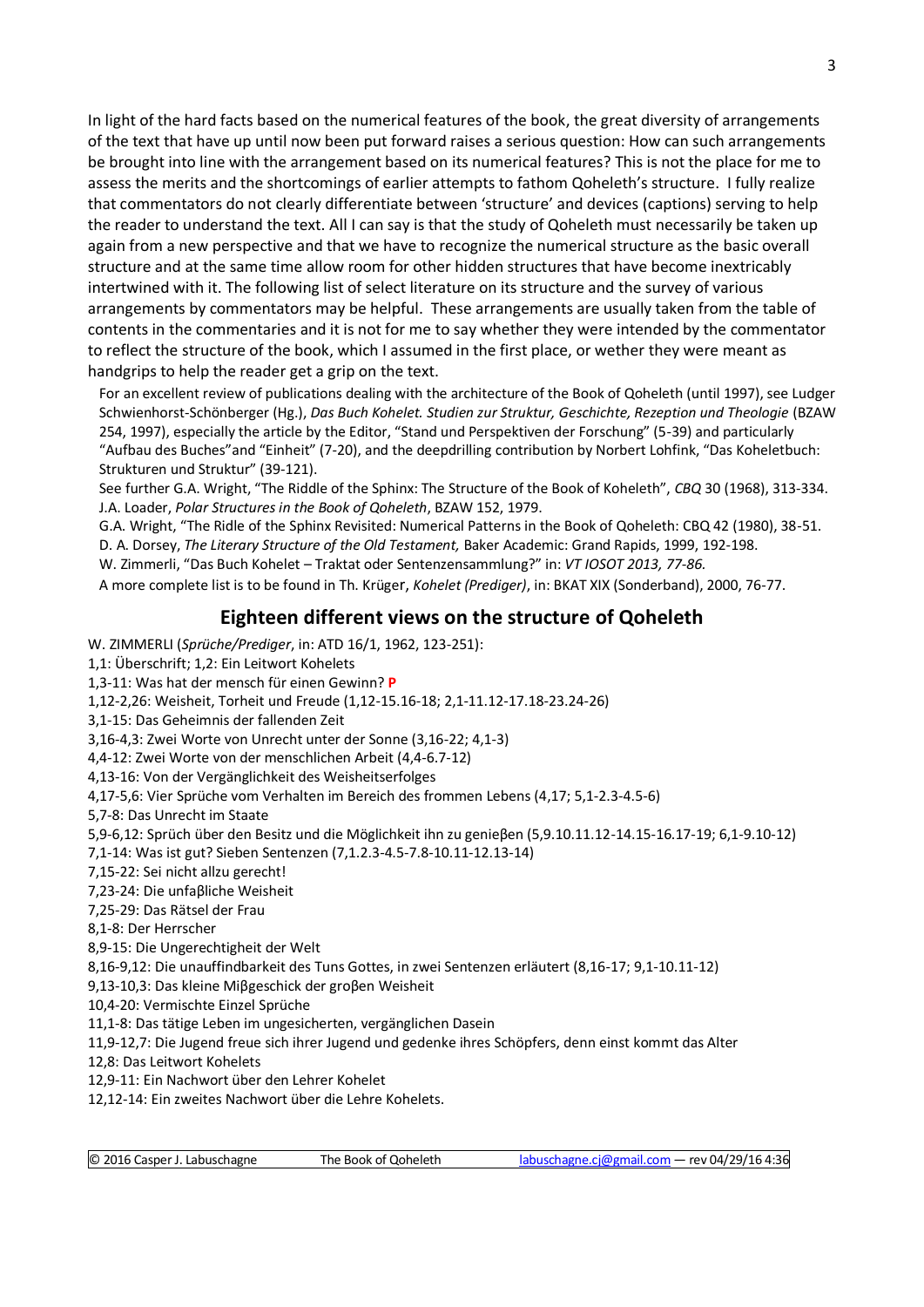In light of the hard facts based on the numerical features of the book, the great diversity of arrangements of the text that have up until now been put forward raises a serious question: How can such arrangements be brought into line with the arrangement based on its numerical features? This is not the place for me to assess the merits and the shortcomings of earlier attempts to fathom Qoheleth's structure. I fully realize that commentators do not clearly differentiate between 'structure' and devices (captions) serving to help the reader to understand the text. All I can say is that the study of Qoheleth must necessarily be taken up again from a new perspective and that we have to recognize the numerical structure as the basic overall structure and at the same time allow room for other hidden structures that have become inextricably intertwined with it. The following list of select literature on its structure and the survey of various arrangements by commentators may be helpful. These arrangements are usually taken from the table of contents in the commentaries and it is not for me to say whether they were intended by the commentator to reflect the structure of the book, which I assumed in the first place, or wether they were meant as handgrips to help the reader get a grip on the text.

For an excellent review of publications dealing with the architecture of the Book of Qoheleth (until 1997), see Ludger Schwienhorst-Schönberger (Hg.), *Das Buch Kohelet. Studien zur Struktur, Geschichte, Rezeption und Theologie* (BZAW 254, 1997), especially the article by the Editor, "Stand und Perspektiven der Forschung" (5-39) and particularly "Aufbau des Buches"and "Einheit" (7-20), and the deepdrilling contribution by Norbert Lohfink, "Das Koheletbuch: Strukturen und Struktur" (39-121).

See further G.A. Wright, "The Riddle of the Sphinx: The Structure of the Book of Koheleth", *CBQ* 30 (1968), 313-334.

J.A. Loader, *Polar Structures in the Book of Qoheleth*, BZAW 152, 1979.

G.A. Wright, "The Ridle of the Sphinx Revisited: Numerical Patterns in the Book of Qoheleth: CBQ 42 (1980), 38-51.

D. A. Dorsey, *The Literary Structure of the Old Testament,* Baker Academic: Grand Rapids, 1999, 192-198.

W. Zimmerli, "Das Buch Kohelet – Traktat oder Sentenzensammlung?" in: *VT IOSOT 2013, 77-86.*

A more complete list is to be found in Th. Krüger, *Kohelet (Prediger)*, in: BKAT XIX (Sonderband), 2000, 76-77.

## Eighteen different views on the structure of Qoheleth

W. ZIMMERLI (*Sprüche/Prediger*, in: ATD 16/1, 1962, 123-251):

1,1: Überschrift; 1,2: Ein Leitwort Kohelets
1,3-11: Was hat der mensch für einen Gewinn? **P**
1,12-2,26: Weisheit, Torheit und Freude (1,12-15.16-18; 2,1-11.12-17.18-23.24-26)
3,1-15: Das Geheimnis der fallenden Zeit
3,16-4,3: Zwei Worte von Unrecht unter der Sonne (3,16-22; 4,1-3)
4,4-12: Zwei Worte von der menschlichen Arbeit (4,4-6.7-12)
4,13-16: Von der Vergänglichkeit des Weisheitserfolges
4,17-5,6: Vier Sprüche vom Verhalten im Bereich des frommen Lebens (4,17; 5,1-2.3-4.5-6)
5,7-8: Das Unrecht im Staate
5,9-6,12: Sprüch über den Besitz und die Möglichkeit ihn zu genieβen (5,9.10.11.12-14.15-16.17-19; 6,1-9.10-12)
7,1-14: Was ist gut? Sieben Sentenzen (7,1.2.3-4.5-7.8-10.11-12.13-14)
7,15-22: Sei nicht allzu gerecht!
7,23-24: Die unfaβliche Weisheit
7,25-29: Das Rätsel der Frau
8,1-8: Der Herrscher
8,9-15: Die Ungerechtigheit der Welt
8,16-9,12: Die unauffindbarkeit des Tuns Gottes, in zwei Sentenzen erläutert (8,16-17; 9,1-10.11-12)
9,13-10,3: Das kleine Miβgeschick der groβen Weisheit
10,4-20: Vermischte Einzel Sprüche
11,1-8: Das tätige Leben im ungesicherten, vergänglichen Dasein
11,9-12,7: Die Jugend freue sich ihrer Jugend und gedenke ihres Schöpfers, denn einst kommt das Alter
12,8: Das Leitwort Kohelets
12,9-11: Ein Nachwort über den Lehrer Kohelet
12,12-14: Ein zweites Nachwort über die Lehre Kohelets.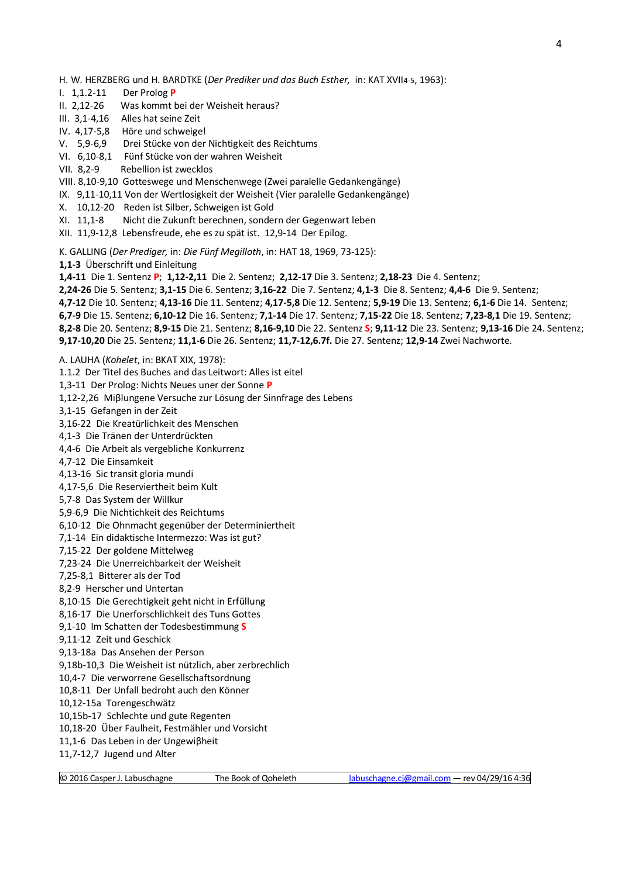H. W. HERZBERG und H. BARDTKE (*Der Prediker und das Buch Esther,* in: KAT XVII4-5, 1963):

I. 1,1.2-11 Der Prolog **P**
II. 2,12-26 Was kommt bei der Weisheit heraus?
III. 3,1-4,16 Alles hat seine Zeit
IV. 4,17-5,8 Höre und schweige!
V. 5,9-6,9 Drei Stücke von der Nichtigkeit des Reichtums
VI. 6,10-8,1 Fünf Stücke von der wahren Weisheit
VII. 8,2-9 Rebellion ist zwecklos
VIII. 8,10-9,10 Gotteswege und Menschenwege (Zwei paralele Gedankengänge)
IX. 9,11-10,11 Von der Wertlosigkeit der Weisheit (Vier paralele Gedankengänge)
X. 10,12-20 Reden ist Silber, Schweigen ist Gold
XI. 11,1-8 Nicht die Zukunft berechnen, sondern der Gegenwart leben
XII. 11,9-12,8 Lebensfreude, ehe es zu spät ist. 12,9-14 Der Epilog.

K. GALLING (*Der Prediger,* in: *Die Fünf Megilloth*, in: HAT 18, 1969, 73-125):
**1,1-3** Überschrift und Einleitung
**1,4-11** Die 1. Sentenz **P**; **1,12-2,11** Die 2. Sentenz; **2,12-17** Die 3. Sentenz; **2,18-23** Die 4. Sentenz; **2,24-26** Die 5. Sentenz; **3,1-15** Die 6. Sentenz; **3,16-22** Die 7. Sentenz; **4,1-3** Die 8. Sentenz; **4,4-6** Die 9. Sentenz; **4,7-12** Die 10. Sentenz; **4,13-16** Die 11. Sentenz; **4,17-5,8** Die 12. Sentenz; **5,9-19** Die 13. Sentenz; **6,1-6** Die 14. Sentenz; **6,7-9** Die 15. Sentenz; **6,10-12** Die 16. Sentenz; **7,1-14** Die 17. Sentenz; **7,15-22** Die 18. Sentenz; **7,23-8,1** Die 19. Sentenz; **8,2-8** Die 20. Sentenz; **8,9-15** Die 21. Sentenz; **8,16-9,10** Die 22. Sentenz **S**; **9,11-12** Die 23. Sentenz; **9,13-16** Die 24. Sentenz; **9,17-10,20** Die 25. Sentenz; **11,1-6** Die 26. Sentenz; **11,7-12,6.7f.** Die 27. Sentenz; **12,9-14** Zwei Nachworte.

A. LAUHA (*Kohelet*, in: BKAT XIX, 1978):
1.1.2 Der Titel des Buches and das Leitwort: Alles ist eitel
1,3-11 Der Prolog: Nichts Neues uner der Sonne **P**
1,12-2,26 Miβlungene Versuche zur Lösung der Sinnfrage des Lebens
3,1-15 Gefangen in der Zeit
3,16-22 Die Kreatürlichkeit des Menschen
4,1-3 Die Tränen der Unterdrückten
4,4-6 Die Arbeit als vergebliche Konkurrenz
4,7-12 Die Einsamkeit
4,13-16 Sic transit gloria mundi
4,17-5,6 Die Reserviertheit beim Kult
5,7-8 Das System der Willkur
5,9-6,9 Die Nichtichkeit des Reichtums
6,10-12 Die Ohnmacht gegenüber der Determiniertheit
7,1-14 Ein didaktische Intermezzo: Was ist gut?
7,15-22 Der goldene Mittelweg
7,23-24 Die Unerreichbarkeit der Weisheit
7,25-8,1 Bitterer als der Tod
8,2-9 Herscher und Untertan
8,10-15 Die Gerechtigkeit geht nicht in Erfüllung
8,16-17 Die Unerforschlichkeit des Tuns Gottes
9,1-10 Im Schatten der Todesbestimmung **S**
9,11-12 Zeit und Geschick
9,13-18a Das Ansehen der Person
9,18b-10,3 Die Weisheit ist nützlich, aber zerbrechlich
10,4-7 Die verworrene Gesellschaftsordnung
10,8-11 Der Unfall bedroht auch den Könner
10,12-15a Torengeschwätz
10,15b-17 Schlechte und gute Regenten
10,18-20 Über Faulheit, Festmähler und Vorsicht
11,1-6 Das Leben in der Ungewiβheit
11,7-12,7 Jugend und Alter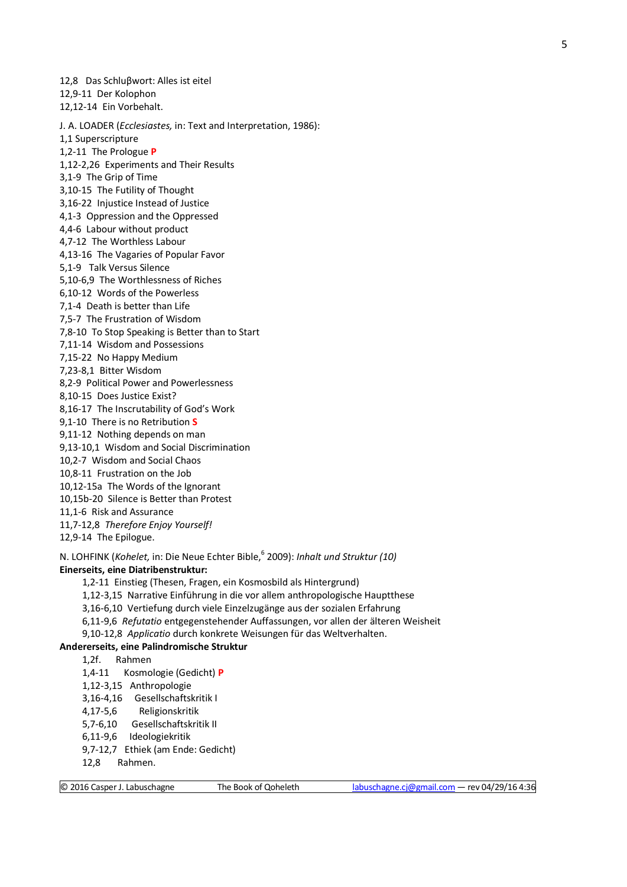12,8  Das Schluβwort: Alles ist eitel
12,9-11  Der Kolophon
12,12-14  Ein Vorbehalt.

J. A. LOADER (*Ecclesiastes,* in: Text and Interpretation, 1986):
1,1 Superscripture
1,2-11  The Prologue **P**
1,12-2,26  Experiments and Their Results
3,1-9  The Grip of Time
3,10-15  The Futility of Thought
3,16-22  Injustice Instead of Justice
4,1-3  Oppression and the Oppressed
4,4-6  Labour without product
4,7-12  The Worthless Labour
4,13-16  The Vagaries of Popular Favor
5,1-9   Talk Versus Silence
5,10-6,9  The Worthlessness of Riches
6,10-12  Words of the Powerless
7,1-4  Death is better than Life
7,5-7  The Frustration of Wisdom
7,8-10  To Stop Speaking is Better than to Start
7,11-14  Wisdom and Possessions
7,15-22  No Happy Medium
7,23-8,1  Bitter Wisdom
8,2-9  Political Power and Powerlessness
8,10-15  Does Justice Exist?
8,16-17  The Inscrutability of God's Work
9,1-10  There is no Retribution **S**
9,11-12  Nothing depends on man
9,13-10,1  Wisdom and Social Discrimination
10,2-7  Wisdom and Social Chaos
10,8-11  Frustration on the Job
10,12-15a  The Words of the Ignorant
10,15b-20  Silence is Better than Protest
11,1-6  Risk and Assurance
11,7-12,8  *Therefore Enjoy Yourself!*
12,9-14  The Epilogue.

N. LOHFINK (*Kohelet,* in: Die Neue Echter Bible,[6] 2009): *Inhalt und Struktur (10)*

**Einerseits, eine Diatribenstruktur:**

- 1,2-11  Einstieg (Thesen, Fragen, ein Kosmosbild als Hintergrund)
- 1,12-3,15  Narrative Einführung in die vor allem anthropologische Hauptthese
- 3,16-6,10  Vertiefung durch viele Einzelzugänge aus der sozialen Erfahrung
- 6,11-9,6  *Refutatio* entgegenstehender Auffassungen, vor allen der älteren Weisheit
- 9,10-12,8  *Applicatio* durch konkrete Weisungen für das Weltverhalten.

**Andererseits, eine Palindromische Struktur**

- 1,2f.  Rahmen
- 1,4-11  Kosmologie (Gedicht) **P**
- 1,12-3,15  Anthropologie
- 3,16-4,16  Gesellschaftskritik I
- 4,17-5,6  Religionskritik
- 5,7-6,10  Gesellschaftskritik II
- 6,11-9,6  Ideologiekritik
- 9,7-12,7  Ethiek (am Ende: Gedicht)
- 12,8  Rahmen.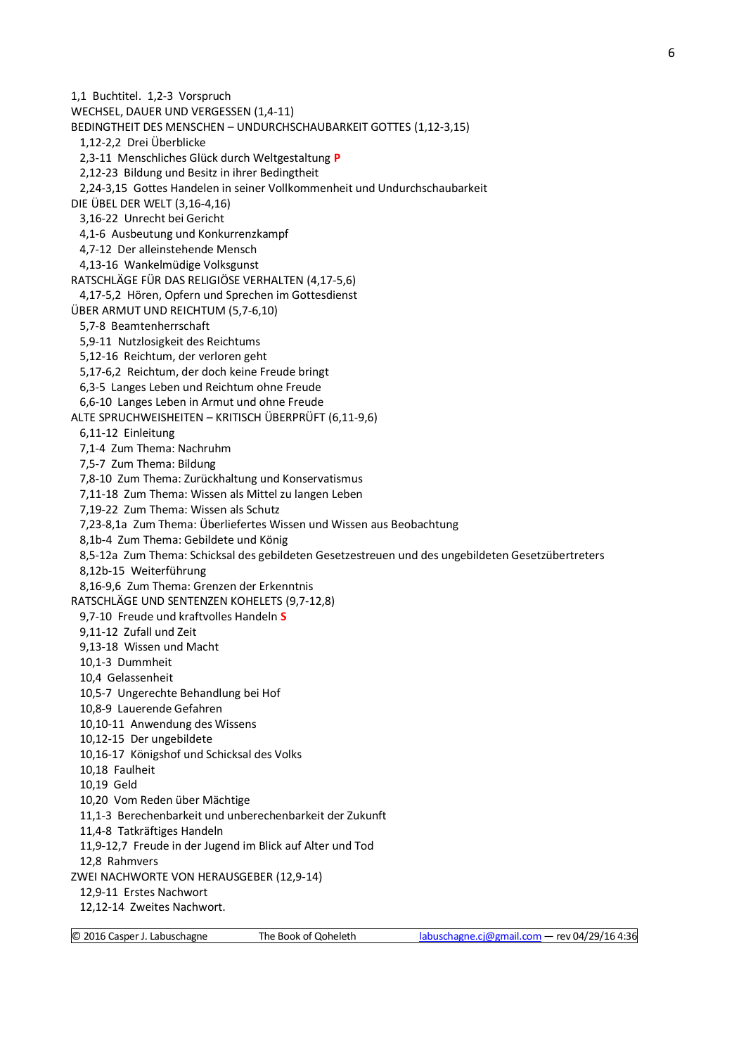1,1 Buchtitel. 1,2-3 Vorspruch

WECHSEL, DAUER UND VERGESSEN (1,4-11)

BEDINGTHEIT DES MENSCHEN – UNDURCHSCHAUBARKEIT GOTTES (1,12-3,15)

- 1,12-2,2 Drei Überblicke
- 2,3-11 Menschliches Glück durch Weltgestaltung **P**
- 2,12-23 Bildung und Besitz in ihrer Bedingtheit
- 2,24-3,15 Gottes Handelen in seiner Vollkommenheit und Undurchschaubarkeit

DIE ÜBEL DER WELT (3,16-4,16)

- 3,16-22 Unrecht bei Gericht
- 4,1-6 Ausbeutung und Konkurrenzkampf
- 4,7-12 Der alleinstehende Mensch
- 4,13-16 Wankelmüdige Volksgunst

RATSCHLÄGE FÜR DAS RELIGIÖSE VERHALTEN (4,17-5,6)

- 4,17-5,2 Hören, Opfern und Sprechen im Gottesdienst

ÜBER ARMUT UND REICHTUM (5,7-6,10)

- 5,7-8 Beamtenherrschaft
- 5,9-11 Nutzlosigkeit des Reichtums
- 5,12-16 Reichtum, der verloren geht
- 5,17-6,2 Reichtum, der doch keine Freude bringt
- 6,3-5 Langes Leben und Reichtum ohne Freude
- 6,6-10 Langes Leben in Armut und ohne Freude

ALTE SPRUCHWEISHEITEN – KRITISCH ÜBERPRÜFT (6,11-9,6)

- 6,11-12 Einleitung
- 7,1-4 Zum Thema: Nachruhm
- 7,5-7 Zum Thema: Bildung
- 7,8-10 Zum Thema: Zurückhaltung und Konservatismus
- 7,11-18 Zum Thema: Wissen als Mittel zu langen Leben
- 7,19-22 Zum Thema: Wissen als Schutz
- 7,23-8,1a Zum Thema: Überliefertes Wissen und Wissen aus Beobachtung
- 8,1b-4 Zum Thema: Gebildete und König
- 8,5-12a Zum Thema: Schicksal des gebildeten Gesetzestreuen und des ungebildeten Gesetzübertreters
- 8,12b-15 Weiterführung
- 8,16-9,6 Zum Thema: Grenzen der Erkenntnis

RATSCHLÄGE UND SENTENZEN KOHELETS (9,7-12,8)

- 9,7-10 Freude und kraftvolles Handeln **S**
- 9,11-12 Zufall und Zeit
- 9,13-18 Wissen und Macht
- 10,1-3 Dummheit
- 10,4 Gelassenheit
- 10,5-7 Ungerechte Behandlung bei Hof
- 10,8-9 Lauerende Gefahren
- 10,10-11 Anwendung des Wissens
- 10,12-15 Der ungebildete
- 10,16-17 Königshof und Schicksal des Volks
- 10,18 Faulheit
- 10,19 Geld
- 10,20 Vom Reden über Mächtige
- 11,1-3 Berechenbarkeit und unberechenbarkeit der Zukunft
- 11,4-8 Tatkräftiges Handeln
- 11,9-12,7 Freude in der Jugend im Blick auf Alter und Tod
- 12,8 Rahmvers

ZWEI NACHWORTE VON HERAUSGEBER (12,9-14)

- 12,9-11 Erstes Nachwort
- 12,12-14 Zweites Nachwort.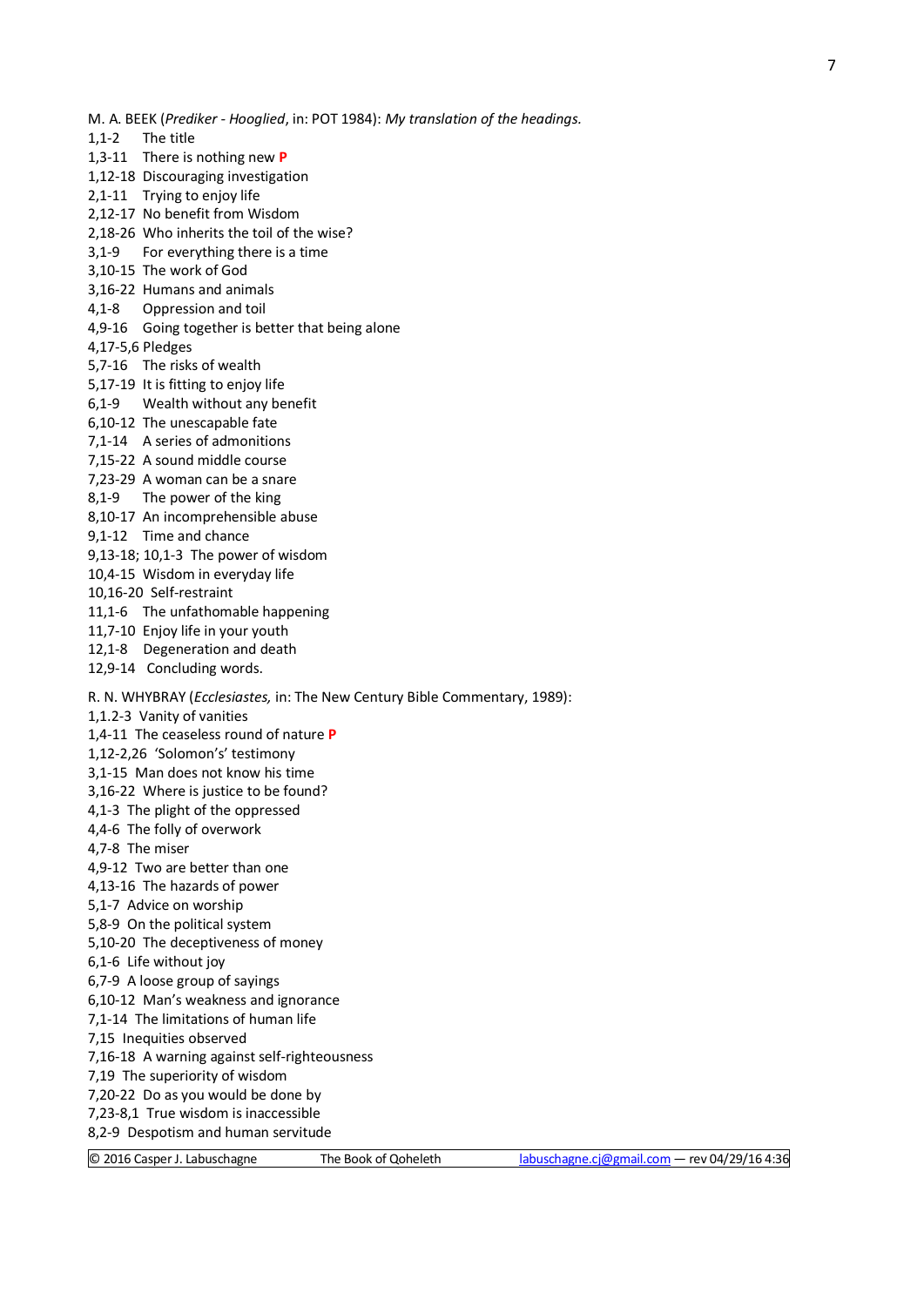M. A. BEEK (*Prediker - Hooglied*, in: POT 1984): *My translation of the headings.*

1,1-2 The title
1,3-11 There is nothing new **P**
1,12-18 Discouraging investigation
2,1-11 Trying to enjoy life
2,12-17 No benefit from Wisdom
2,18-26 Who inherits the toil of the wise?
3,1-9 For everything there is a time
3,10-15 The work of God
3,16-22 Humans and animals
4,1-8 Oppression and toil
4,9-16 Going together is better that being alone
4,17-5,6 Pledges
5,7-16 The risks of wealth
5,17-19 It is fitting to enjoy life
6,1-9 Wealth without any benefit
6,10-12 The unescapable fate
7,1-14 A series of admonitions
7,15-22 A sound middle course
7,23-29 A woman can be a snare
8,1-9 The power of the king
8,10-17 An incomprehensible abuse
9,1-12 Time and chance
9,13-18; 10,1-3 The power of wisdom
10,4-15 Wisdom in everyday life
10,16-20 Self-restraint
11,1-6 The unfathomable happening
11,7-10 Enjoy life in your youth
12,1-8 Degeneration and death
12,9-14 Concluding words.

R. N. WHYBRAY (*Ecclesiastes,* in: The New Century Bible Commentary, 1989):

1,1.2-3 Vanity of vanities
1,4-11 The ceaseless round of nature **P**
1,12-2,26 'Solomon's' testimony
3,1-15 Man does not know his time
3,16-22 Where is justice to be found?
4,1-3 The plight of the oppressed
4,4-6 The folly of overwork
4,7-8 The miser
4,9-12 Two are better than one
4,13-16 The hazards of power
5,1-7 Advice on worship
5,8-9 On the political system
5,10-20 The deceptiveness of money
6,1-6 Life without joy
6,7-9 A loose group of sayings
6,10-12 Man's weakness and ignorance
7,1-14 The limitations of human life
7,15 Inequities observed
7,16-18 A warning against self-righteousness
7,19 The superiority of wisdom
7,20-22 Do as you would be done by
7,23-8,1 True wisdom is inaccessible
8,2-9 Despotism and human servitude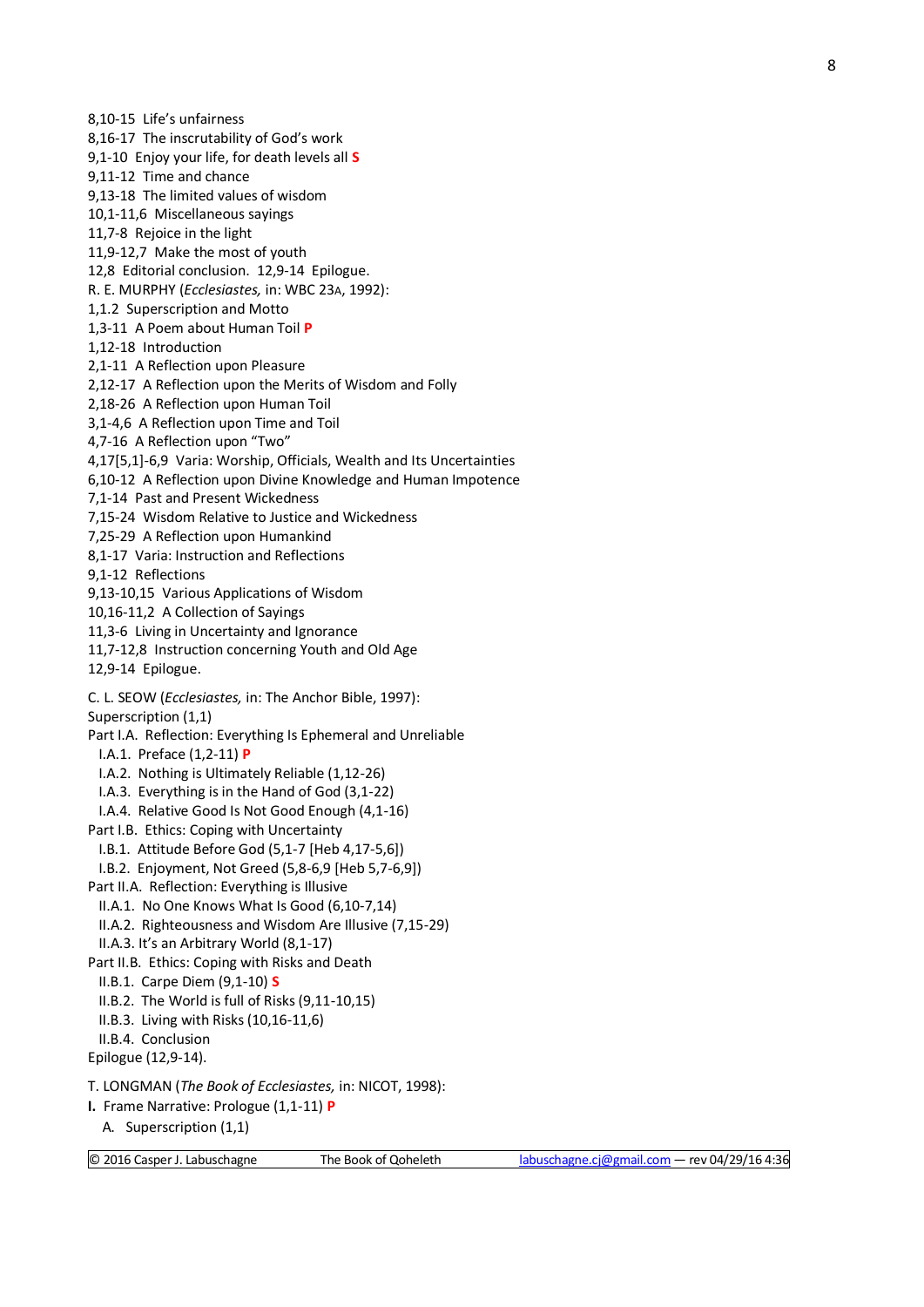8,10-15  Life's unfairness
8,16-17  The inscrutability of God's work
9,1-10  Enjoy your life, for death levels all **S**
9,11-12  Time and chance
9,13-18  The limited values of wisdom
10,1-11,6  Miscellaneous sayings
11,7-8  Rejoice in the light
11,9-12,7  Make the most of youth
12,8  Editorial conclusion.  12,9-14  Epilogue.

R. E. MURPHY (*Ecclesiastes,* in: WBC 23A, 1992):
1,1.2  Superscription and Motto
1,3-11  A Poem about Human Toil **P**
1,12-18  Introduction
2,1-11  A Reflection upon Pleasure
2,12-17  A Reflection upon the Merits of Wisdom and Folly
2,18-26  A Reflection upon Human Toil
3,1-4,6  A Reflection upon Time and Toil
4,7-16  A Reflection upon "Two"
4,17[5,1]-6,9  Varia: Worship, Officials, Wealth and Its Uncertainties
6,10-12  A Reflection upon Divine Knowledge and Human Impotence
7,1-14  Past and Present Wickedness
7,15-24  Wisdom Relative to Justice and Wickedness
7,25-29  A Reflection upon Humankind
8,1-17  Varia: Instruction and Reflections
9,1-12  Reflections
9,13-10,15  Various Applications of Wisdom
10,16-11,2  A Collection of Sayings
11,3-6  Living in Uncertainty and Ignorance
11,7-12,8  Instruction concerning Youth and Old Age
12,9-14  Epilogue.

C. L. SEOW (*Ecclesiastes,* in: The Anchor Bible, 1997):
Superscription (1,1)
Part I.A.  Reflection: Everything Is Ephemeral and Unreliable
  I.A.1.  Preface (1,2-11) **P**
  I.A.2.  Nothing is Ultimately Reliable (1,12-26)
  I.A.3.  Everything is in the Hand of God (3,1-22)
  I.A.4.  Relative Good Is Not Good Enough (4,1-16)
Part I.B.  Ethics: Coping with Uncertainty
  I.B.1.  Attitude Before God (5,1-7 [Heb 4,17-5,6])
  I.B.2.  Enjoyment, Not Greed (5,8-6,9 [Heb 5,7-6,9])
Part II.A.  Reflection: Everything is Illusive
  II.A.1.  No One Knows What Is Good (6,10-7,14)
  II.A.2.  Righteousness and Wisdom Are Illusive (7,15-29)
  II.A.3. It's an Arbitrary World (8,1-17)
Part II.B.  Ethics: Coping with Risks and Death
  II.B.1.  Carpe Diem (9,1-10) **S**
  II.B.2.  The World is full of Risks (9,11-10,15)
  II.B.3.  Living with Risks (10,16-11,6)
  II.B.4.  Conclusion
Epilogue (12,9-14).

T. LONGMAN (*The Book of Ecclesiastes,* in: NICOT, 1998):
**I.** Frame Narrative: Prologue (1,1-11) **P**
  A.  Superscription (1,1)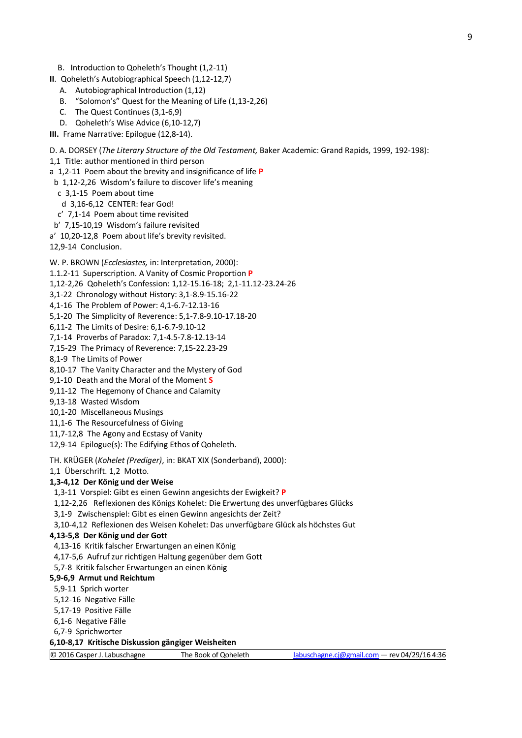B. Introduction to Qoheleth's Thought (1,2-11)

**II**. Qoheleth's Autobiographical Speech (1,12-12,7)

A. Autobiographical Introduction (1,12)
B. "Solomon's" Quest for the Meaning of Life (1,13-2,26)
C. The Quest Continues (3,1-6,9)
D. Qoheleth's Wise Advice (6,10-12,7)

**III.** Frame Narrative: Epilogue (12,8-14).

D. A. DORSEY (*The Literary Structure of the Old Testament,* Baker Academic: Grand Rapids, 1999, 192-198):

1,1 Title: author mentioned in third person
a 1,2-11 Poem about the brevity and insignificance of life **P**
 b 1,12-2,26 Wisdom's failure to discover life's meaning
  c 3,1-15 Poem about time
   d 3,16-6,12 CENTER: fear God!
  c' 7,1-14 Poem about time revisited
 b' 7,15-10,19 Wisdom's failure revisited
a' 10,20-12,8 Poem about life's brevity revisited.
12,9-14 Conclusion.

W. P. BROWN (*Ecclesiastes,* in: Interpretation, 2000):

1.1.2-11 Superscription. A Vanity of Cosmic Proportion **P**
1,12-2,26 Qoheleth's Confession: 1,12-15.16-18; 2,1-11.12-23.24-26
3,1-22 Chronology without History: 3,1-8.9-15.16-22
4,1-16 The Problem of Power: 4,1-6.7-12.13-16
5,1-20 The Simplicity of Reverence: 5,1-7.8-9.10-17.18-20
6,11-2 The Limits of Desire: 6,1-6.7-9.10-12
7,1-14 Proverbs of Paradox: 7,1-4.5-7.8-12.13-14
7,15-29 The Primacy of Reverence: 7,15-22.23-29
8,1-9 The Limits of Power
8,10-17 The Vanity Character and the Mystery of God
9,1-10 Death and the Moral of the Moment **S**
9,11-12 The Hegemony of Chance and Calamity
9,13-18 Wasted Wisdom
10,1-20 Miscellaneous Musings
11,1-6 The Resourcefulness of Giving
11,7-12,8 The Agony and Ecstasy of Vanity
12,9-14 Epilogue(s): The Edifying Ethos of Qoheleth.

TH. KRÜGER (*Kohelet (Prediger)*, in: BKAT XIX (Sonderband), 2000):

1,1 Überschrift. 1,2 Motto.

**1,3-4,12 Der König und der Weise**

1,3-11 Vorspiel: Gibt es einen Gewinn angesichts der Ewigkeit? **P**
1,12-2,26 Reflexionen des Königs Kohelet: Die Erwertung des unverfügbares Glücks
3,1-9 Zwischenspiel: Gibt es einen Gewinn angesichts der Zeit?
3,10-4,12 Reflexionen des Weisen Kohelet: Das unverfügbare Glück als höchstes Gut

**4,13-5,8 Der König und der Got**t

4,13-16 Kritik falscher Erwartungen an einen König
4,17-5,6 Aufruf zur richtigen Haltung gegenüber dem Gott
5,7-8 Kritik falscher Erwartungen an einen König

**5,9-6,9 Armut und Reichtum**

5,9-11 Sprich worter
5,12-16 Negative Fälle
5,17-19 Positive Fälle
6,1-6 Negative Fälle
6,7-9 Sprichworter

**6,10-8,17 Kritische Diskussion gängiger Weisheiten**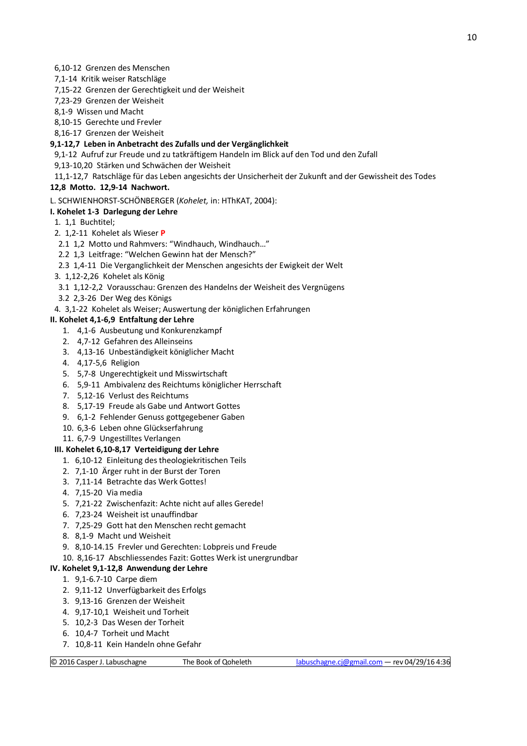6,10-12 Grenzen des Menschen
7,1-14 Kritik weiser Ratschläge
7,15-22 Grenzen der Gerechtigkeit und der Weisheit
7,23-29 Grenzen der Weisheit
8,1-9 Wissen und Macht
8,10-15 Gerechte und Frevler
8,16-17 Grenzen der Weisheit

**9,1-12,7 Leben in Anbetracht des Zufalls und der Vergänglichkeit**

9,1-12 Aufruf zur Freude und zu tatkräftigem Handeln im Blick auf den Tod und den Zufall
9,13-10,20 Stärken und Schwächen der Weisheit
11,1-12,7 Ratschläge für das Leben angesichts der Unsicherheit der Zukunft and der Gewissheit des Todes

**12,8 Motto. 12,9-14 Nachwort.**

L. SCHWIENHORST-SCHÖNBERGER (*Kohelet,* in: HThKAT, 2004):

**I. Kohelet 1-3 Darlegung der Lehre**

1. 1,1 Buchtitel;
2. 1,2-11 Kohelet als Wieser **P**
   - 2.1 1,2 Motto und Rahmvers: "Windhauch, Windhauch…"
   - 2.2 1,3 Leitfrage: "Welchen Gewinn hat der Mensch?"
   - 2.3 1,4-11 Die Verganglichkeit der Menschen angesichts der Ewigkeit der Welt
3. 1,12-2,26 Kohelet als König
   - 3.1 1,12-2,2 Vorausschau: Grenzen des Handelns der Weisheit des Vergnügens
   - 3.2 2,3-26 Der Weg des Königs
4. 3,1-22 Kohelet als Weiser; Auswertung der königlichen Erfahrungen

**II. Kohelet 4,1-6,9 Entfaltung der Lehre**

1. 4,1-6 Ausbeutung und Konkurenzkampf
2. 4,7-12 Gefahren des Alleinseins
3. 4,13-16 Unbeständigkeit königlicher Macht
4. 4,17-5,6 Religion
5. 5,7-8 Ungerechtigkeit und Misswirtschaft
6. 5,9-11 Ambivalenz des Reichtums königlicher Herrschaft
7. 5,12-16 Verlust des Reichtums
8. 5,17-19 Freude als Gabe und Antwort Gottes
9. 6,1-2 Fehlender Genuss gottgegebener Gaben
10. 6,3-6 Leben ohne Glückserfahrung
11. 6,7-9 Ungestilltes Verlangen

**III. Kohelet 6,10-8,17 Verteidigung der Lehre**

1. 6,10-12 Einleitung des theologiekritischen Teils
2. 7,1-10 Ärger ruht in der Burst der Toren
3. 7,11-14 Betrachte das Werk Gottes!
4. 7,15-20 Via media
5. 7,21-22 Zwischenfazit: Achte nicht auf alles Gerede!
6. 7,23-24 Weisheit ist unauffindbar
7. 7,25-29 Gott hat den Menschen recht gemacht
8. 8,1-9 Macht und Weisheit
9. 8,10-14.15 Frevler und Gerechten: Lobpreis und Freude
10. 8,16-17 Abschliessendes Fazit: Gottes Werk ist unergrundbar

**IV. Kohelet 9,1-12,8 Anwendung der Lehre**

1. 9,1-6.7-10 Carpe diem
2. 9,11-12 Unverfügbarkeit des Erfolgs
3. 9,13-16 Grenzen der Weisheit
4. 9,17-10,1 Weisheit und Torheit
5. 10,2-3 Das Wesen der Torheit
6. 10,4-7 Torheit und Macht
7. 10,8-11 Kein Handeln ohne Gefahr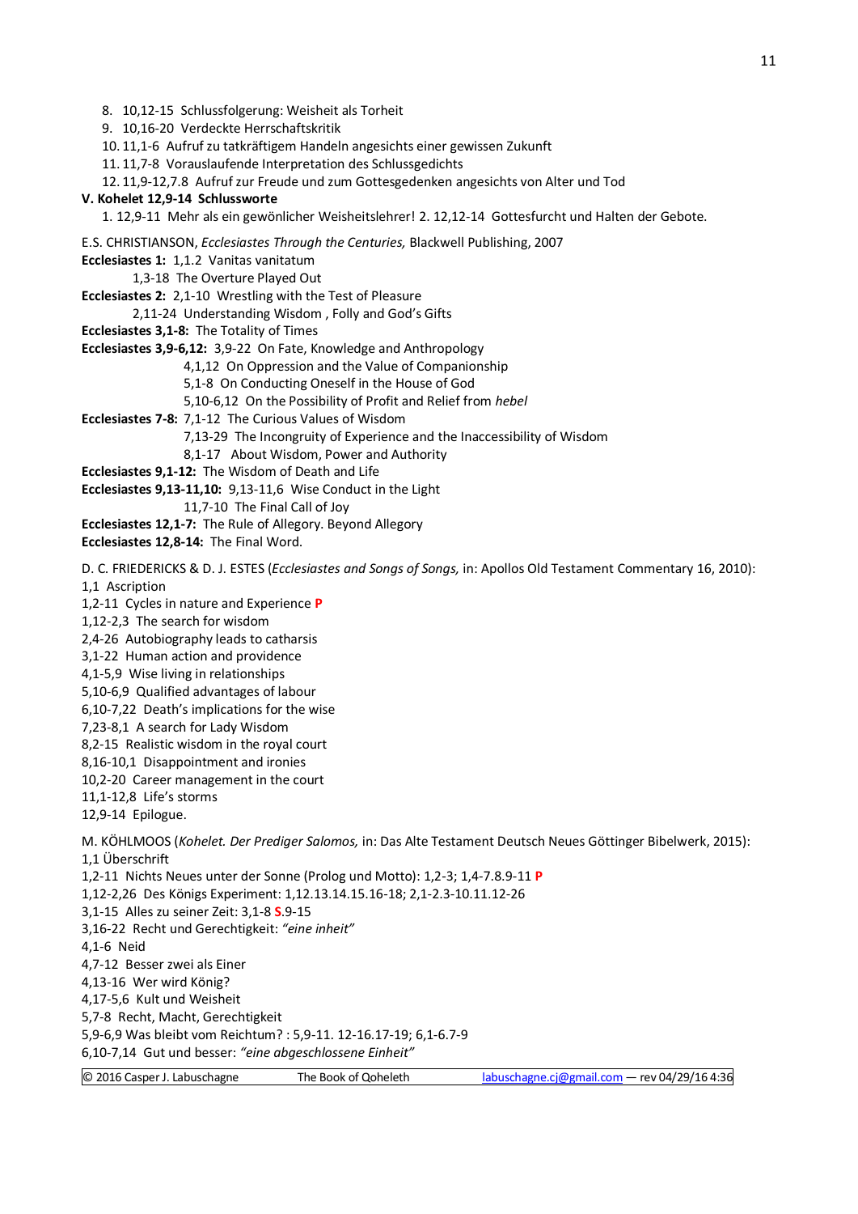8. 10,12-15 Schlussfolgerung: Weisheit als Torheit
9. 10,16-20 Verdeckte Herrschaftskritik
10. 11,1-6 Aufruf zu tatkräftigem Handeln angesichts einer gewissen Zukunft
11. 11,7-8 Vorauslaufende Interpretation des Schlussgedichts
12. 11,9-12,7.8 Aufruf zur Freude und zum Gottesgedenken angesichts von Alter und Tod

**V. Kohelet 12,9-14 Schlussworte**

1. 12,9-11 Mehr als ein gewönlicher Weisheitslehrer! 2. 12,12-14 Gottesfurcht und Halten der Gebote.

E.S. CHRISTIANSON, *Ecclesiastes Through the Centuries,* Blackwell Publishing, 2007

**Ecclesiastes 1:** 1,1.2 Vanitas vanitatum
1,3-18 The Overture Played Out

**Ecclesiastes 2:** 2,1-10 Wrestling with the Test of Pleasure
2,11-24 Understanding Wisdom , Folly and God's Gifts

**Ecclesiastes 3,1-8:** The Totality of Times

**Ecclesiastes 3,9-6,12:** 3,9-22 On Fate, Knowledge and Anthropology
4,1,12 On Oppression and the Value of Companionship
5,1-8 On Conducting Oneself in the House of God
5,10-6,12 On the Possibility of Profit and Relief from *hebel*

**Ecclesiastes 7-8:** 7,1-12 The Curious Values of Wisdom
7,13-29 The Incongruity of Experience and the Inaccessibility of Wisdom
8,1-17 About Wisdom, Power and Authority

**Ecclesiastes 9,1-12:** The Wisdom of Death and Life

**Ecclesiastes 9,13-11,10:** 9,13-11,6 Wise Conduct in the Light
11,7-10 The Final Call of Joy

**Ecclesiastes 12,1-7:** The Rule of Allegory. Beyond Allegory

**Ecclesiastes 12,8-14:** The Final Word.

D. C. FRIEDERICKS & D. J. ESTES (*Ecclesiastes and Songs of Songs,* in: Apollos Old Testament Commentary 16, 2010):

1,1 Ascription
1,2-11 Cycles in nature and Experience **P**
1,12-2,3 The search for wisdom
2,4-26 Autobiography leads to catharsis
3,1-22 Human action and providence
4,1-5,9 Wise living in relationships
5,10-6,9 Qualified advantages of labour
6,10-7,22 Death's implications for the wise
7,23-8,1 A search for Lady Wisdom
8,2-15 Realistic wisdom in the royal court
8,16-10,1 Disappointment and ironies
10,2-20 Career management in the court
11,1-12,8 Life's storms
12,9-14 Epilogue.

M. KÖHLMOOS (*Kohelet. Der Prediger Salomos,* in: Das Alte Testament Deutsch Neues Göttinger Bibelwerk, 2015):

1,1 Überschrift
1,2-11 Nichts Neues unter der Sonne (Prolog und Motto): 1,2-3; 1,4-7.8.9-11 **P**
1,12-2,26 Des Königs Experiment: 1,12.13.14.15.16-18; 2,1-2.3-10.11.12-26
3,1-15 Alles zu seiner Zeit: 3,1-8 **S**.9-15
3,16-22 Recht und Gerechtigkeit: *"eine inheit"*
4,1-6 Neid
4,7-12 Besser zwei als Einer
4,13-16 Wer wird König?
4,17-5,6 Kult und Weisheit
5,7-8 Recht, Macht, Gerechtigkeit
5,9-6,9 Was bleibt vom Reichtum? : 5,9-11. 12-16.17-19; 6,1-6.7-9
6,10-7,14 Gut und besser: *"eine abgeschlossene Einheit"*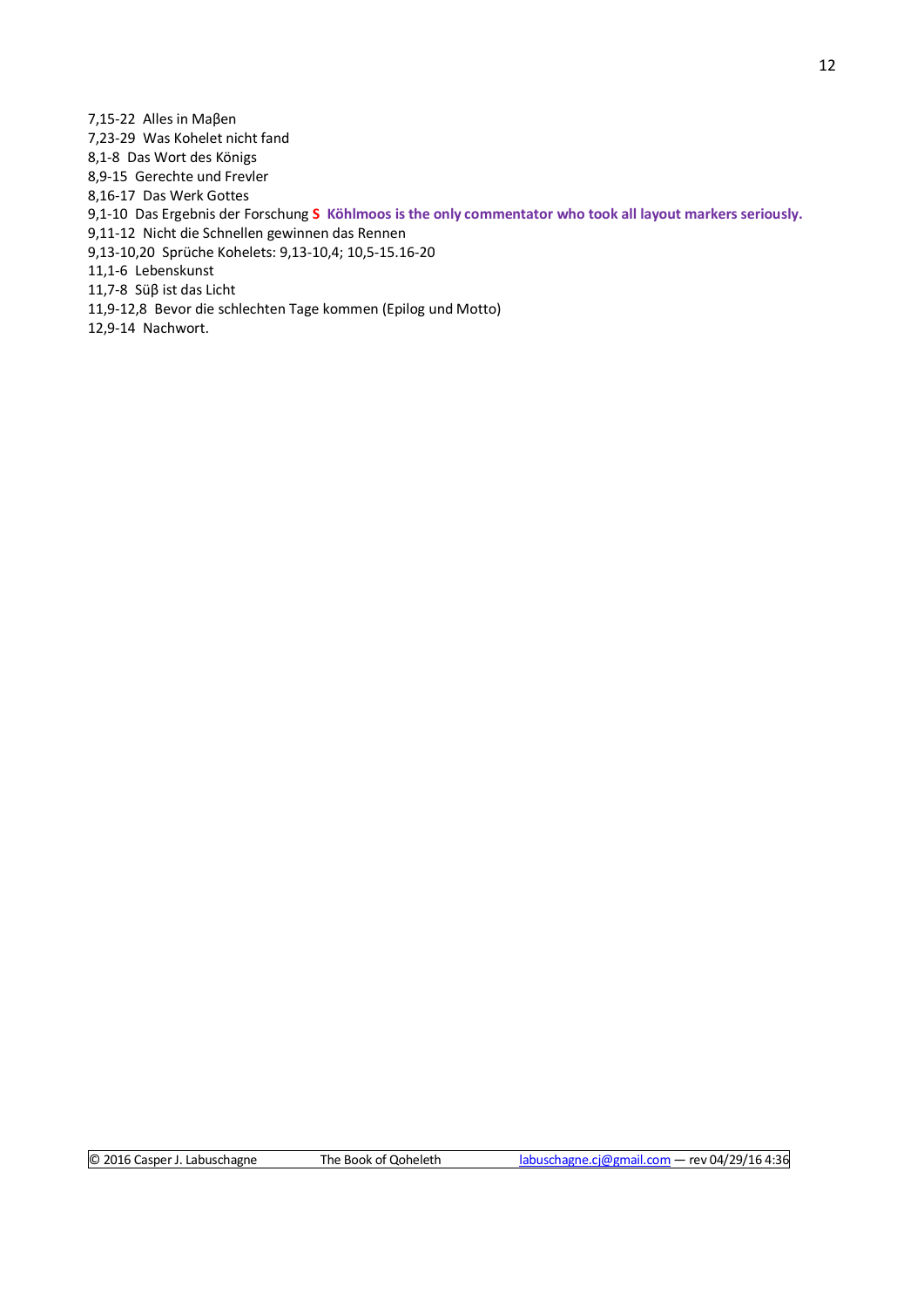7,15-22  Alles in Maβen
7,23-29  Was Kohelet nicht fand
8,1-8  Das Wort des Königs
8,9-15  Gerechte und Frevler
8,16-17  Das Werk Gottes
9,1-10  Das Ergebnis der Forschung **S**  **Köhlmoos is the only commentator who took all layout markers seriously.**
9,11-12  Nicht die Schnellen gewinnen das Rennen
9,13-10,20  Sprüche Kohelets: 9,13-10,4; 10,5-15.16-20
11,1-6  Lebenskunst
11,7-8  Süβ ist das Licht
11,9-12,8  Bevor die schlechten Tage kommen (Epilog und Motto)
12,9-14  Nachwort.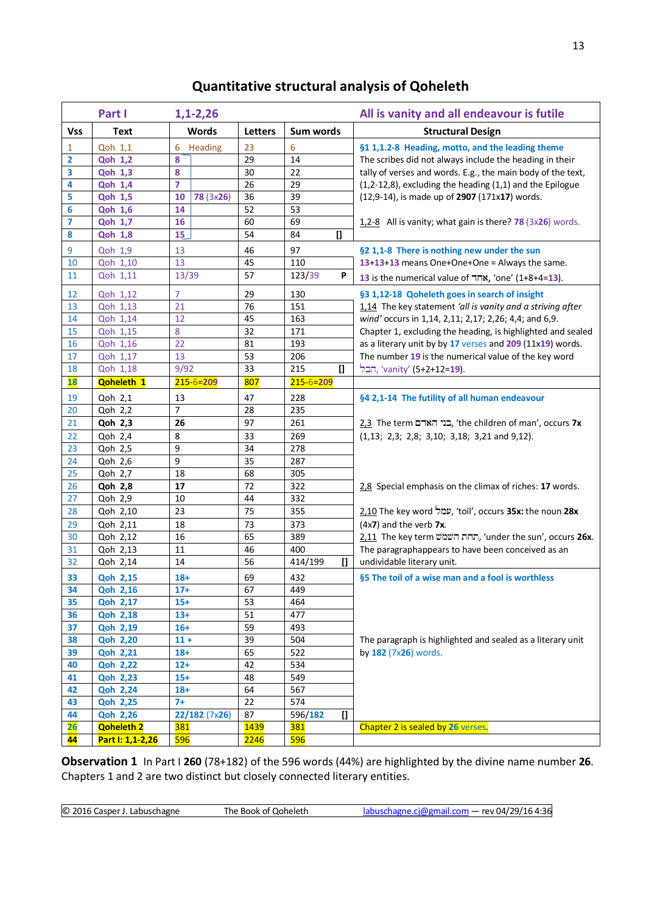# Quantitative structural analysis of Qoheleth

| Part I | | 1,1-2,26 | | | All is vanity and all endeavour is futile |
|---|---|---|---|---|---|
| **Vss** | **Text** | **Words** | **Letters** | **Sum words** | **Structural Design** |
| 1 | Qoh 1,1 | 6 Heading | 23 | 6 | **§1 1,1.2-8 Heading, motto, and the leading theme** |
| **2** | **Qoh 1,2** | **8** | 29 | 14 | The scribes did not always include the heading in their |
| **3** | **Qoh 1,3** | **8** | 30 | 22 | tally of verses and words. E.g., the main body of the text, |
| **4** | **Qoh 1,4** | **7** | 26 | 29 | (1,2-12,8), excluding the heading (1,1) and the Epilogue |
| **5** | **Qoh 1,5** | **10** 78 (3x26) | 36 | 39 | (12,9-14), is made up of **2907** (171x**17**) words. |
| **6** | **Qoh 1,6** | **14** | 52 | 53 | |
| **7** | **Qoh 1,7** | **16** | 60 | 69 | 1,2-8 All is vanity; what gain is there? **78** (3x**26**) words. |
| **8** | **Qoh 1,8** | **15** | 54 | 84 [] | |
| 9 | Qoh 1,9 | 13 | 46 | 97 | **§2 1,1-8 There is nothing new under the sun** |
| 10 | Qoh 1,10 | 13 | 45 | 110 | **13+13+13** means One+One+One = Always the same. |
| 11 | Qoh 1,11 | 13/39 | 57 | 123/39 P | **13** is the numerical value of **אחד**, 'one' (1+8+4=**13**). |
| 12 | Qoh 1,12 | 7 | 29 | 130 | **§3 1,12-18 Qoheleth goes in search of insight** |
| 13 | Qoh 1,13 | 21 | 76 | 151 | 1,14 The key statement *'all is vanity and a striving after* |
| 14 | Qoh 1,14 | 12 | 45 | 163 | *wind'* occurs in 1,14, 2,11; 2,17; 2,26; 4,4; and 6,9. |
| 15 | Qoh 1,15 | 8 | 32 | 171 | Chapter 1, excluding the heading, is highlighted and sealed |
| 16 | Qoh 1,16 | 22 | 81 | 193 | as a literary unit by by **17** verses and **209** (11x**19**) words. |
| 17 | Qoh 1,17 | 13 | 53 | 206 | The number **19** is the numerical value of the key word |
| 18 | Qoh 1,18 | 9/92 | 33 | 215 [] | הבל, 'vanity' (5+2+12=**19**). |
| **18** | **Qoheleth 1** | 215-6=209 | 807 | 215-6=209 | |
| 19 | Qoh 2,1 | 13 | 47 | 228 | **§4 2,1-14 The futility of all human endeavour** |
| 20 | Qoh 2,2 | 7 | 28 | 235 | |
| 21 | **Qoh 2,3** | **26** | 97 | 261 | 2,3 The term בני האדם, 'the children of man', occurs **7x** |
| 22 | Qoh 2,4 | 8 | 33 | 269 | (1,13; 2,3; 2,8; 3,10; 3,18; 3,21 and 9,12). |
| 23 | Qoh 2,5 | 9 | 34 | 278 | |
| 24 | Qoh 2,6 | 9 | 35 | 287 | |
| 25 | Qoh 2,7 | 18 | 68 | 305 | |
| 26 | **Qoh 2,8** | **17** | 72 | 322 | 2,8 Special emphasis on the climax of riches: **17** words. |
| 27 | Qoh 2,9 | 10 | 44 | 332 | |
| 28 | Qoh 2,10 | 23 | 75 | 355 | 2,10 The key word עמל, 'toil', occurs **35x:** the noun **28x** |
| 29 | Qoh 2,11 | 18 | 73 | 373 | (4x**7**) and the verb **7x**. |
| 30 | Qoh 2,12 | 16 | 65 | 389 | 2,11 The key term תחת השמש, 'under the sun', occurs **26x**. |
| 31 | Qoh 2,13 | 11 | 46 | 400 | The paragraphappears to have been conceived as an |
| 32 | Qoh 2,14 | 14 | 56 | 414/199 [] | undividable literary unit. |
| **33** | **Qoh 2,15** | **18+** | 69 | 432 | **§5 The toil of a wise man and a fool is worthless** |
| **34** | **Qoh 2,16** | **17+** | 67 | 449 | |
| **35** | **Qoh 2,17** | **15+** | 53 | 464 | |
| **36** | **Qoh 2,18** | **13+** | 51 | 477 | |
| **37** | **Qoh 2,19** | **16+** | 59 | 493 | |
| **38** | **Qoh 2,20** | **11 +** | 39 | 504 | The paragraph is highlighted and sealed as a literary unit |
| **39** | **Qoh 2,21** | **18+** | 65 | 522 | by **182** (7x**26**) words. |
| **40** | **Qoh 2,22** | **12+** | 42 | 534 | |
| **41** | **Qoh 2,23** | **15+** | 48 | 549 | |
| **42** | **Qoh 2,24** | **18+** | 64 | 567 | |
| **43** | **Qoh 2,25** | **7+** | 22 | 574 | |
| **44** | **Qoh 2,26** | **22/182** (7x26) | 87 | 596/**182** [] | |
| **26** | **Qoheleth 2** | 381 | 1439 | 381 | Chapter 2 is sealed by **26** verses. |
| **44** | **Part I: 1,1-2,26** | 596 | 2246 | 596 | |

**Observation 1** In Part I **260** (78+182) of the 596 words (44%) are highlighted by the divine name number **26**. Chapters 1 and 2 are two distinct but closely connected literary entities.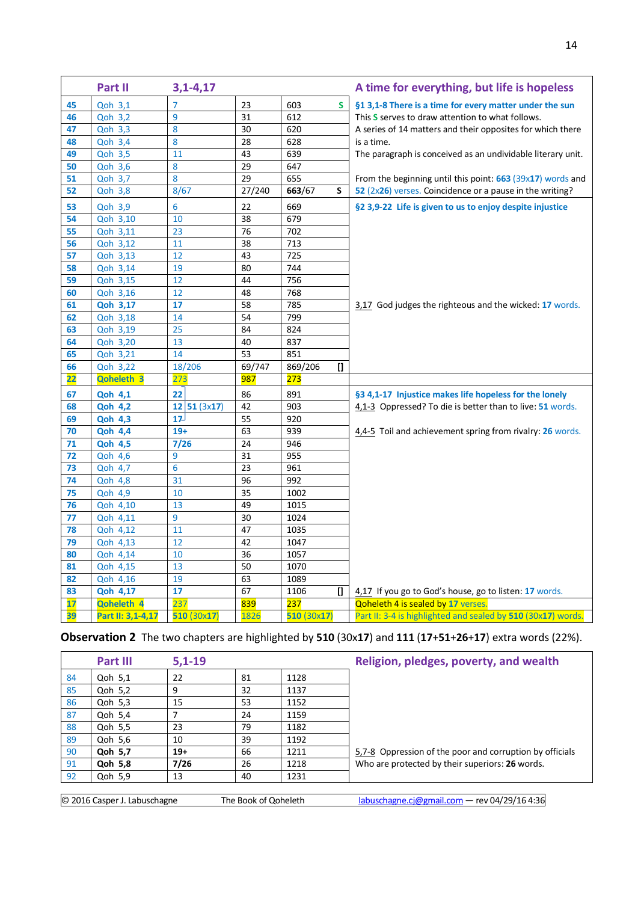| | Part II | 3,1-4,17 | | | A time for everything, but life is hopeless |
|---|---|---|---|---|---|
| 45 | Qoh 3,1 | 7 | 23 | 603 S | §1 3,1-8 There is a time for every matter under the sun |
| 46 | Qoh 3,2 | 9 | 31 | 612 | This S serves to draw attention to what follows. |
| 47 | Qoh 3,3 | 8 | 30 | 620 | A series of 14 matters and their opposites for which there |
| 48 | Qoh 3,4 | 8 | 28 | 628 | is a time. |
| 49 | Qoh 3,5 | 11 | 43 | 639 | The paragraph is conceived as an undividable literary unit. |
| 50 | Qoh 3,6 | 8 | 29 | 647 | |
| 51 | Qoh 3,7 | 8 | 29 | 655 | From the beginning until this point: **663** (39x**17**) words and |
| 52 | Qoh 3,8 | 8/67 | 27/240 | **663**/67 S | **52** (2x**26**) verses. Coincidence or a pause in the writing? |
| 53 | Qoh 3,9 | 6 | 22 | 669 | §2 3,9-22 Life is given to us to enjoy despite injustice |
| 54 | Qoh 3,10 | 10 | 38 | 679 | |
| 55 | Qoh 3,11 | 23 | 76 | 702 | |
| 56 | Qoh 3,12 | 11 | 38 | 713 | |
| 57 | Qoh 3,13 | 12 | 43 | 725 | |
| 58 | Qoh 3,14 | 19 | 80 | 744 | |
| 59 | Qoh 3,15 | 12 | 44 | 756 | |
| 60 | Qoh 3,16 | 12 | 48 | 768 | |
| 61 | **Qoh 3,17** | **17** | 58 | 785 | 3,17 God judges the righteous and the wicked: **17** words. |
| 62 | Qoh 3,18 | 14 | 54 | 799 | |
| 63 | Qoh 3,19 | 25 | 84 | 824 | |
| 64 | Qoh 3,20 | 13 | 40 | 837 | |
| 65 | Qoh 3,21 | 14 | 53 | 851 | |
| 66 | Qoh 3,22 | 18/206 | 69/747 | 869/206 [] | |
| **22** | **Qoheleth 3** | 273 | **987** | **273** | |
| 67 | **Qoh 4,1** | **22** | 86 | 891 | §3 4,1-17 Injustice makes life hopeless for the lonely |
| 68 | **Qoh 4,2** | **12** **51** (3x**17**) | 42 | 903 | 4,1-3 Oppressed? To die is better than to live: **51** words. |
| 69 | **Qoh 4,3** | **17** | 55 | 920 | |
| 70 | **Qoh 4,4** | **19+** | 63 | 939 | 4,4-5 Toil and achievement spring from rivalry: **26** words. |
| 71 | **Qoh 4,5** | **7/26** | 24 | 946 | |
| 72 | Qoh 4,6 | 9 | 31 | 955 | |
| 73 | Qoh 4,7 | 6 | 23 | 961 | |
| 74 | Qoh 4,8 | 31 | 96 | 992 | |
| 75 | Qoh 4,9 | 10 | 35 | 1002 | |
| 76 | Qoh 4,10 | 13 | 49 | 1015 | |
| 77 | Qoh 4,11 | 9 | 30 | 1024 | |
| 78 | Qoh 4,12 | 11 | 47 | 1035 | |
| 79 | Qoh 4,13 | 12 | 42 | 1047 | |
| 80 | Qoh 4,14 | 10 | 36 | 1057 | |
| 81 | Qoh 4,15 | 13 | 50 | 1070 | |
| 82 | Qoh 4,16 | 19 | 63 | 1089 | |
| 83 | **Qoh 4,17** | **17** | 67 | 1106 [] | 4,17 If you go to God's house, go to listen: **17** words. |
| **17** | **Qoheleth 4** | 237 | **839** | **237** | Qoheleth 4 is sealed by **17** verses. |
| **39** | **Part II: 3,1-4,17** | **510** (30x17) | 1826 | **510** (30x**17**) | Part II: 3-4 is highlighted and sealed by **510** (30x**17**) words. |

**Observation 2** The two chapters are highlighted by **510** (30x17) and **111** (**17**+**51**+**26**+**17**) extra words (22%).

| | Part III | 5,1-19 | | | Religion, pledges, poverty, and wealth |
|---|---|---|---|---|---|
| 84 | Qoh 5,1 | 22 | 81 | 1128 | |
| 85 | Qoh 5,2 | 9 | 32 | 1137 | |
| 86 | Qoh 5,3 | 15 | 53 | 1152 | |
| 87 | Qoh 5,4 | 7 | 24 | 1159 | |
| 88 | Qoh 5,5 | 23 | 79 | 1182 | |
| 89 | Qoh 5,6 | 10 | 39 | 1192 | |
| 90 | **Qoh 5,7** | **19+** | 66 | 1211 | 5,7-8 Oppression of the poor and corruption by officials |
| 91 | **Qoh 5,8** | **7/26** | 26 | 1218 | Who are protected by their superiors: **26** words. |
| 92 | Qoh 5,9 | 13 | 40 | 1231 | |

© 2016 Casper J. Labuschagne The Book of Qoheleth labuschagne.cj@gmail.com — rev 04/29/16 4:36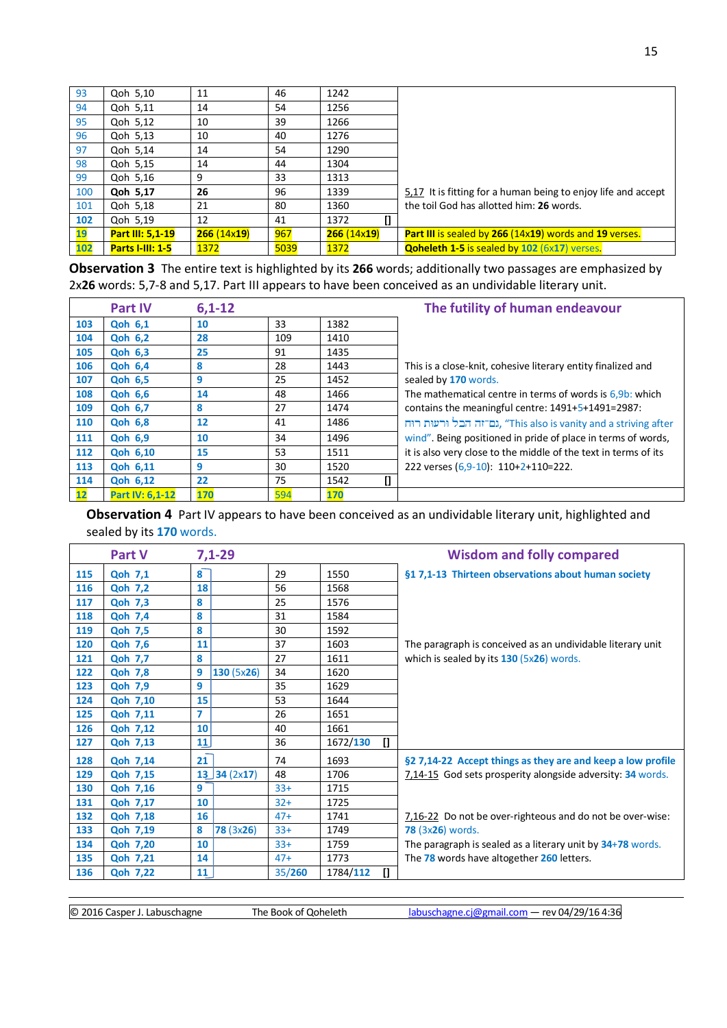| | | | | | |
|---|---|---|---|---|---|
| 93 | Qoh 5,10 | 11 | 46 | 1242 | |
| 94 | Qoh 5,11 | 14 | 54 | 1256 | |
| 95 | Qoh 5,12 | 10 | 39 | 1266 | |
| 96 | Qoh 5,13 | 10 | 40 | 1276 | |
| 97 | Qoh 5,14 | 14 | 54 | 1290 | |
| 98 | Qoh 5,15 | 14 | 44 | 1304 | |
| 99 | Qoh 5,16 | 9 | 33 | 1313 | |
| 100 | **Qoh 5,17** | **26** | 96 | 1339 | 5,17 It is fitting for a human being to enjoy life and accept |
| 101 | Qoh 5,18 | 21 | 80 | 1360 | the toil God has allotted him: **26** words. |
| 102 | Qoh 5,19 | 12 | 41 | 1372 [] | |
| **19** | **Part III: 5,1-19** | **266** (14x**19**) | 967 | **266** (14x**19**) | **Part III** is sealed by **266** (14x**19**) words and **19** verses. |
| **102** | **Parts I-III: 1-5** | 1372 | 5039 | 1372 | **Qoheleth 1-5** is sealed by **102** (6x17) verses. |

**Observation 3** The entire text is highlighted by its **266** words; additionally two passages are emphasized by 2x**26** words: 5,7-8 and 5,17. Part III appears to have been conceived as an undividable literary unit.

| | Part IV | 6,1-12 | | | The futility of human endeavour |
|---|---|---|---|---|---|
| 103 | Qoh 6,1 | 10 | 33 | 1382 | |
| 104 | Qoh 6,2 | 28 | 109 | 1410 | |
| 105 | Qoh 6,3 | 25 | 91 | 1435 | |
| 106 | Qoh 6,4 | 8 | 28 | 1443 | This is a close-knit, cohesive literary entity finalized and |
| 107 | Qoh 6,5 | 9 | 25 | 1452 | sealed by **170** words. |
| 108 | Qoh 6,6 | 14 | 48 | 1466 | The mathematical centre in terms of words is 6,9b: which |
| 109 | Qoh 6,7 | 8 | 27 | 1474 | contains the meaningful centre: 1491+5+1491=2987: |
| 110 | Qoh 6,8 | 12 | 41 | 1486 | גם־זה הבל ורעות רוח, "This also is vanity and a striving after |
| 111 | Qoh 6,9 | 10 | 34 | 1496 | wind". Being positioned in pride of place in terms of words, |
| 112 | Qoh 6,10 | 15 | 53 | 1511 | it is also very close to the middle of the text in terms of its |
| 113 | Qoh 6,11 | 9 | 30 | 1520 | 222 verses (6,9-10): 110+2+110=222. |
| 114 | Qoh 6,12 | 22 | 75 | 1542 [] | |
| **12** | **Part IV: 6,1-12** | **170** | 594 | **170** | |

**Observation 4** Part IV appears to have been conceived as an undividable literary unit, highlighted and sealed by its **170** words.

| | Part V | 7,1-29 | | | | Wisdom and folly compared |
|---|---|---|---|---|---|---|
| 115 | Qoh 7,1 | 8 | | 29 | 1550 | **§1 7,1-13 Thirteen observations about human society** |
| 116 | Qoh 7,2 | 18 | | 56 | 1568 | |
| 117 | Qoh 7,3 | 8 | | 25 | 1576 | |
| 118 | Qoh 7,4 | 8 | | 31 | 1584 | |
| 119 | Qoh 7,5 | 8 | | 30 | 1592 | |
| 120 | Qoh 7,6 | 11 | | 37 | 1603 | The paragraph is conceived as an undividable literary unit |
| 121 | Qoh 7,7 | 8 | | 27 | 1611 | which is sealed by its **130** (5x**26**) words. |
| 122 | Qoh 7,8 | 9 | **130** (5x**26**) | 34 | 1620 | |
| 123 | Qoh 7,9 | 9 | | 35 | 1629 | |
| 124 | Qoh 7,10 | 15 | | 53 | 1644 | |
| 125 | Qoh 7,11 | 7 | | 26 | 1651 | |
| 126 | Qoh 7,12 | 10 | | 40 | 1661 | |
| 127 | Qoh 7,13 | 11 | | 36 | 1672/**130** [] | |
| 128 | Qoh 7,14 | 21 | | 74 | 1693 | **§2 7,14-22 Accept things as they are and keep a low profile** |
| 129 | Qoh 7,15 | 13 | **34** (2x17) | 48 | 1706 | 7,14-15 God sets prosperity alongside adversity: **34** words. |
| 130 | Qoh 7,16 | 9 | | 33+ | 1715 | |
| 131 | Qoh 7,17 | 10 | | 32+ | 1725 | |
| 132 | Qoh 7,18 | 16 | | 47+ | 1741 | 7,16-22 Do not be over-righteous and do not be over-wise: |
| 133 | Qoh 7,19 | 8 | **78** (3x**26**) | 33+ | 1749 | **78** (3x**26**) words. |
| 134 | Qoh 7,20 | 10 | | 33+ | 1759 | The paragraph is sealed as a literary unit by **34+78** words. |
| 135 | Qoh 7,21 | 14 | | 47+ | 1773 | The **78** words have altogether **260** letters. |
| 136 | Qoh 7,22 | 11 | | 35/**260** | 1784/**112** [] | |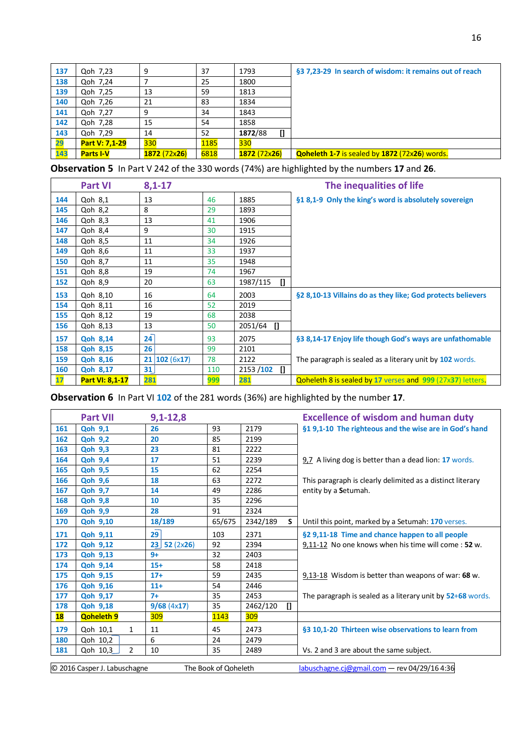| | | | | | |
|---|---|---|---|---|---|
| 137 | Qoh 7,23 | 9 | 37 | 1793 | §3 7,23-29 In search of wisdom: it remains out of reach |
| 138 | Qoh 7,24 | 7 | 25 | 1800 | |
| 139 | Qoh 7,25 | 13 | 59 | 1813 | |
| 140 | Qoh 7,26 | 21 | 83 | 1834 | |
| 141 | Qoh 7,27 | 9 | 34 | 1843 | |
| 142 | Qoh 7,28 | 15 | 54 | 1858 | |
| 143 | Qoh 7,29 | 14 | 52 | 1872/88 [] | |
| 29 | Part V: 7,1-29 | 330 | 1185 | 330 | |
| 143 | Parts I-V | 1872 (72x26) | 6818 | 1872 (72x26) | Qoheleth 1-7 is sealed by 1872 (72x26) words. |

**Observation 5** In Part V 242 of the 330 words (74%) are highlighted by the numbers **17** and **26**.

| | Part VI | 8,1-17 | | | The inequalities of life |
|---|---|---|---|---|---|
| 144 | Qoh 8,1 | 13 | 46 | 1885 | §1 8,1-9 Only the king's word is absolutely sovereign |
| 145 | Qoh 8,2 | 8 | 29 | 1893 | |
| 146 | Qoh 8,3 | 13 | 41 | 1906 | |
| 147 | Qoh 8,4 | 9 | 30 | 1915 | |
| 148 | Qoh 8,5 | 11 | 34 | 1926 | |
| 149 | Qoh 8,6 | 11 | 33 | 1937 | |
| 150 | Qoh 8,7 | 11 | 35 | 1948 | |
| 151 | Qoh 8,8 | 19 | 74 | 1967 | |
| 152 | Qoh 8,9 | 20 | 63 | 1987/115 [] | |
| 153 | Qoh 8,10 | 16 | 64 | 2003 | §2 8,10-13 Villains do as they like; God protects believers |
| 154 | Qoh 8,11 | 16 | 52 | 2019 | |
| 155 | Qoh 8,12 | 19 | 68 | 2038 | |
| 156 | Qoh 8,13 | 13 | 50 | 2051/64 [] | |
| 157 | Qoh 8,14 | 24 | 93 | 2075 | §3 8,14-17 Enjoy life though God's ways are unfathomable |
| 158 | Qoh 8,15 | 26 | 99 | 2101 | |
| 159 | Qoh 8,16 | 21 102 (6x17) | 78 | 2122 | The paragraph is sealed as a literary unit by 102 words. |
| 160 | Qoh 8,17 | 31 | 110 | 2153 /102 [] | |
| 17 | Part VI: 8,1-17 | 281 | 999 | 281 | Qoheleth 8 is sealed by 17 verses and 999 (27x37) letters. |

**Observation 6** In Part VI **102** of the 281 words (36%) are highlighted by the number **17**.

| | Part VII | 9,1-12,8 | | | Excellence of wisdom and human duty |
|---|---|---|---|---|---|
| 161 | Qoh 9,1 | 26 | 93 | 2179 | §1 9,1-10 The righteous and the wise are in God's hand |
| 162 | Qoh 9,2 | 20 | 85 | 2199 | |
| 163 | Qoh 9,3 | 23 | 81 | 2222 | |
| 164 | Qoh 9,4 | 17 | 51 | 2239 | 9,7 A living dog is better than a dead lion: 17 words. |
| 165 | Qoh 9,5 | 15 | 62 | 2254 | |
| 166 | Qoh 9,6 | 18 | 63 | 2272 | This paragraph is clearly delimited as a distinct literary entity by a **S**etumah. |
| 167 | Qoh 9,7 | 14 | 49 | 2286 | |
| 168 | Qoh 9,8 | 10 | 35 | 2296 | |
| 169 | Qoh 9,9 | 28 | 91 | 2324 | |
| 170 | Qoh 9,10 | 18/189 | 65/675 | 2342/189 S | Until this point, marked by a Setumah: 170 verses. |
| 171 | Qoh 9,11 | 29 | 103 | 2371 | §2 9,11-18 Time and chance happen to all people |
| 172 | Qoh 9,12 | 23 52 (2x26) | 92 | 2394 | 9,11-12 No one knows when his time will come : **52** w. |
| 173 | Qoh 9,13 | 9+ | 32 | 2403 | |
| 174 | Qoh 9,14 | 15+ | 58 | 2418 | |
| 175 | Qoh 9,15 | 17+ | 59 | 2435 | 9,13-18 Wisdom is better than weapons of war: **68** w. |
| 176 | Qoh 9,16 | 11+ | 54 | 2446 | |
| 177 | Qoh 9,17 | 7+ | 35 | 2453 | The paragraph is sealed as a literary unit by 52+68 words. |
| 178 | Qoh 9,18 | 9/68 (4x17) | 35 | 2462/120 [] | |
| 18 | Qoheleth 9 | 309 | 1143 | 309 | |
| 179 | Qoh 10,1 1 | 11 | 45 | 2473 | §3 10,1-20 Thirteen wise observations to learn from |
| 180 | Qoh 10,2 | 6 | 24 | 2479 | |
| 181 | Qoh 10,3 2 | 10 | 35 | 2489 | Vs. 2 and 3 are about the same subject. |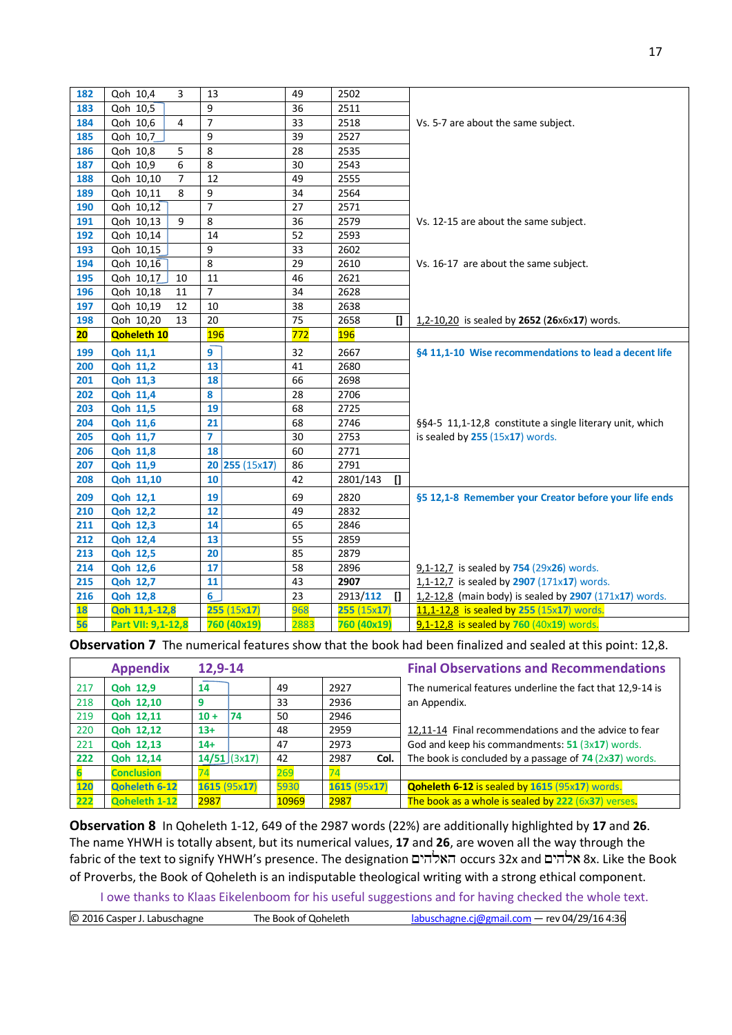| | | | | | | |
|---|---|---|---|---|---|---|
| 182 | Qoh 10,4 | 3 | 13 | 49 | 2502 | |
| 183 | Qoh 10,5 | | 9 | 36 | 2511 | |
| 184 | Qoh 10,6 | 4 | 7 | 33 | 2518 | Vs. 5-7 are about the same subject. |
| 185 | Qoh 10,7 | | 9 | 39 | 2527 | |
| 186 | Qoh 10,8 | 5 | 8 | 28 | 2535 | |
| 187 | Qoh 10,9 | 6 | 8 | 30 | 2543 | |
| 188 | Qoh 10,10 | 7 | 12 | 49 | 2555 | |
| 189 | Qoh 10,11 | 8 | 9 | 34 | 2564 | |
| 190 | Qoh 10,12 | | 7 | 27 | 2571 | |
| 191 | Qoh 10,13 | 9 | 8 | 36 | 2579 | Vs. 12-15 are about the same subject. |
| 192 | Qoh 10,14 | | 14 | 52 | 2593 | |
| 193 | Qoh 10,15 | | 9 | 33 | 2602 | |
| 194 | Qoh 10,16 | | 8 | 29 | 2610 | Vs. 16-17 are about the same subject. |
| 195 | Qoh 10,17 | 10 | 11 | 46 | 2621 | |
| 196 | Qoh 10,18 | 11 | 7 | 34 | 2628 | |
| 197 | Qoh 10,19 | 12 | 10 | 38 | 2638 | |
| 198 | Qoh 10,20 | 13 | 20 | 75 | 2658 [] | 1,2-10,20 is sealed by **2652** (**26**x6x**17**) words. |
| **20** | **Qoheleth 10** | | 196 | 772 | 196 | |
| 199 | **Qoh 11,1** | | **9** | 32 | 2667 | **§4 11,1-10 Wise recommendations to lead a decent life** |
| 200 | **Qoh 11,2** | | **13** | 41 | 2680 | |
| 201 | **Qoh 11,3** | | **18** | 66 | 2698 | |
| 202 | **Qoh 11,4** | | **8** | 28 | 2706 | |
| 203 | **Qoh 11,5** | | **19** | 68 | 2725 | |
| 204 | **Qoh 11,6** | | **21** | 68 | 2746 | §§4-5 11,1-12,8 constitute a single literary unit, which is sealed by **255** (15x**17**) words. |
| 205 | **Qoh 11,7** | | **7** | 30 | 2753 | |
| 206 | **Qoh 11,8** | | **18** | 60 | 2771 | |
| 207 | **Qoh 11,9** | | **20** 255 (15x17) | 86 | 2791 | |
| 208 | **Qoh 11,10** | | **10** | 42 | 2801/143 [] | |
| 209 | **Qoh 12,1** | | **19** | 69 | 2820 | **§5 12,1-8 Remember your Creator before your life ends** |
| 210 | **Qoh 12,2** | | **12** | 49 | 2832 | |
| 211 | **Qoh 12,3** | | **14** | 65 | 2846 | |
| 212 | **Qoh 12,4** | | **13** | 55 | 2859 | |
| 213 | **Qoh 12,5** | | **20** | 85 | 2879 | |
| 214 | **Qoh 12,6** | | **17** | 58 | 2896 | 9,1-12,7 is sealed by **754** (29x**26**) words. |
| 215 | **Qoh 12,7** | | **11** | 43 | **2907** | 1,1-12,7 is sealed by **2907** (171x**17**) words. |
| 216 | **Qoh 12,8** | | **6** | 23 | 2913/**112** [] | 1,2-12,8 (main body) is sealed by **2907** (171x**17**) words. |
| **18** | **Qoh 11,1-12,8** | | **255 (15x17)** | 968 | **255 (15x17)** | 11,1-12,8 is sealed by **255** (15x**17**) words. |
| **56** | **Part VII: 9,1-12,8** | | **760 (40x19)** | 2883 | **760 (40x19)** | 9,1-12,8 is sealed by **760** (40x**19**) words. |

**Observation 7** The numerical features show that the book had been finalized and sealed at this point: 12,8.

| | **Appendix** | **12,9-14** | | | **Final Observations and Recommendations** |
|---|---|---|---|---|---|
| 217 | **Qoh 12,9** | **14** | 49 | 2927 | The numerical features underline the fact that 12,9-14 is an Appendix. |
| 218 | **Qoh 12,10** | **9** | 33 | 2936 | |
| 219 | **Qoh 12,11** | **10 +** 74 | 50 | 2946 | |
| 220 | **Qoh 12,12** | **13+** | 48 | 2959 | 12,11-14 Final recommendations and the advice to fear God and keep his commandments: **51** (3x**17**) words. |
| 221 | **Qoh 12,13** | **14+** | 47 | 2973 | |
| 222 | **Qoh 12,14** | **14/51** (3x17) | 42 | 2987 **Col.** | The book is concluded by a passage of **74** (2x**37**) words. |
| **6** | **Conclusion** | 74 | 269 | 74 | |
| **120** | **Qoheleth 6-12** | **1615** (95x17) | 5930 | **1615** (95x17) | **Qoheleth 6-12** is sealed by **1615** (95x**17**) words. |
| **222** | **Qoheleth 1-12** | 2987 | 10969 | 2987 | The book as a whole is sealed by **222** (6x**37**) verses. |

**Observation 8** In Qoheleth 1-12, 649 of the 2987 words (22%) are additionally highlighted by **17** and **26**. The name YHWH is totally absent, but its numerical values, **17** and **26**, are woven all the way through the fabric of the text to signify YHWH's presence. The designation האלהים occurs 32x and אלהים 8x. Like the Book of Proverbs, the Book of Qoheleth is an indisputable theological writing with a strong ethical component.

I owe thanks to Klaas Eikelenboom for his useful suggestions and for having checked the whole text.

© 2016 Casper J. Labuschagne — The Book of Qoheleth — labuschagne.cj@gmail.com — rev 04/29/16 4:36